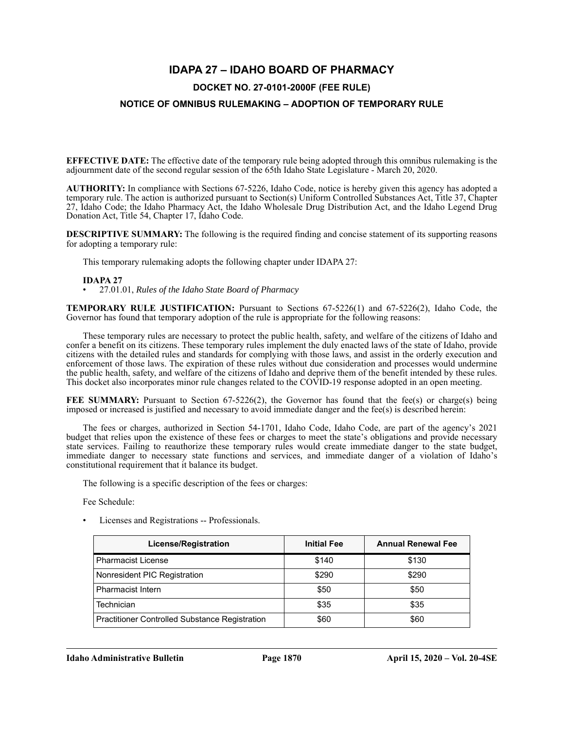# IDAPA 27 – IDAHO BOARD OF PHARMACY

## DOCKET NO. 27-0101-2000F (FEE RULE)

## NOTICE OF OMNIBUS RULEMAKING – ADOPTION OF TEMPORARY RULE

**EFFECTIVE DATE:** The effective date of the temporary rule being adopted through this omnibus rulemaking is the adjournment date of the second regular session of the 65th Idaho State Legislature - March 20, 2020.

**AUTHORITY:** In compliance with Sections 67-5226, Idaho Code, notice is hereby given this agency has adopted a temporary rule. The action is authorized pursuant to Section(s) Uniform Controlled Substances Act, Title 37, Chapter 27, Idaho Code; the Idaho Pharmacy Act, the Idaho Wholesale Drug Distribution Act, and the Idaho Legend Drug Donation Act, Title 54, Chapter 17, Idaho Code.

**DESCRIPTIVE SUMMARY:** The following is the required finding and concise statement of its supporting reasons for adopting a temporary rule:

This temporary rulemaking adopts the following chapter under IDAPA 27:

**IDAPA 27**
- 27.01.01, *Rules of the Idaho State Board of Pharmacy*

**TEMPORARY RULE JUSTIFICATION:** Pursuant to Sections 67-5226(1) and 67-5226(2), Idaho Code, the Governor has found that temporary adoption of the rule is appropriate for the following reasons:

These temporary rules are necessary to protect the public health, safety, and welfare of the citizens of Idaho and confer a benefit on its citizens. These temporary rules implement the duly enacted laws of the state of Idaho, provide citizens with the detailed rules and standards for complying with those laws, and assist in the orderly execution and enforcement of those laws. The expiration of these rules without due consideration and processes would undermine the public health, safety, and welfare of the citizens of Idaho and deprive them of the benefit intended by these rules. This docket also incorporates minor rule changes related to the COVID-19 response adopted in an open meeting.

**FEE SUMMARY:** Pursuant to Section 67-5226(2), the Governor has found that the fee(s) or charge(s) being imposed or increased is justified and necessary to avoid immediate danger and the fee(s) is described herein:

The fees or charges, authorized in Section 54-1701, Idaho Code, Idaho Code, are part of the agency's 2021 budget that relies upon the existence of these fees or charges to meet the state's obligations and provide necessary state services. Failing to reauthorize these temporary rules would create immediate danger to the state budget, immediate danger to necessary state functions and services, and immediate danger of a violation of Idaho's constitutional requirement that it balance its budget.

The following is a specific description of the fees or charges:

Fee Schedule:

- Licenses and Registrations -- Professionals.

| License/Registration | Initial Fee | Annual Renewal Fee |
|---|---|---|
| Pharmacist License | $140 | $130 |
| Nonresident PIC Registration | $290 | $290 |
| Pharmacist Intern | $50 | $50 |
| Technician | $35 | $35 |
| Practitioner Controlled Substance Registration | $60 | $60 |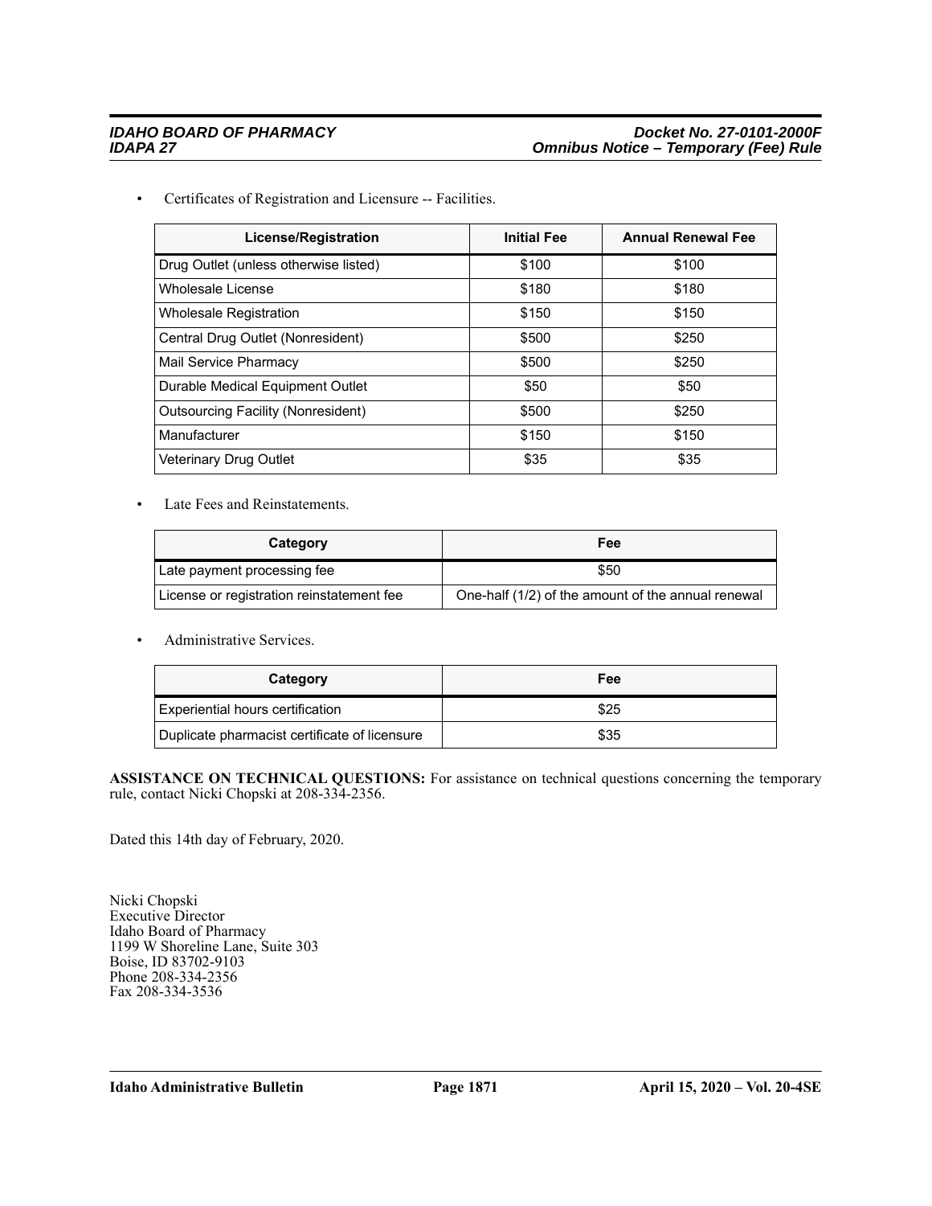- Certificates of Registration and Licensure -- Facilities.

| License/Registration | Initial Fee | Annual Renewal Fee |
|---|---|---|
| Drug Outlet (unless otherwise listed) | $100 | $100 |
| Wholesale License | $180 | $180 |
| Wholesale Registration | $150 | $150 |
| Central Drug Outlet (Nonresident) | $500 | $250 |
| Mail Service Pharmacy | $500 | $250 |
| Durable Medical Equipment Outlet | $50 | $50 |
| Outsourcing Facility (Nonresident) | $500 | $250 |
| Manufacturer | $150 | $150 |
| Veterinary Drug Outlet | $35 | $35 |

- Late Fees and Reinstatements.

| Category | Fee |
|---|---|
| Late payment processing fee | $50 |
| License or registration reinstatement fee | One-half (1/2) of the amount of the annual renewal |

- Administrative Services.

| Category | Fee |
|---|---|
| Experiential hours certification | $25 |
| Duplicate pharmacist certificate of licensure | $35 |

**ASSISTANCE ON TECHNICAL QUESTIONS:** For assistance on technical questions concerning the temporary rule, contact Nicki Chopski at 208-334-2356.

Dated this 14th day of February, 2020.

Nicki Chopski
Executive Director
Idaho Board of Pharmacy
1199 W Shoreline Lane, Suite 303
Boise, ID 83702-9103
Phone 208-334-2356
Fax 208-334-3536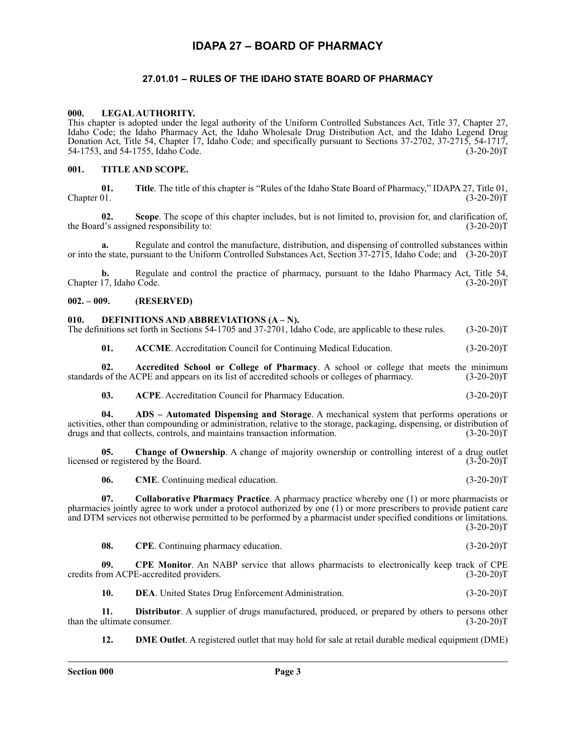# IDAPA 27 – BOARD OF PHARMACY

## 27.01.01 – RULES OF THE IDAHO STATE BOARD OF PHARMACY

### 000. LEGAL AUTHORITY.

This chapter is adopted under the legal authority of the Uniform Controlled Substances Act, Title 37, Chapter 27, Idaho Code; the Idaho Pharmacy Act, the Idaho Wholesale Drug Distribution Act, and the Idaho Legend Drug Donation Act, Title 54, Chapter 17, Idaho Code; and specifically pursuant to Sections 37-2702, 37-2715, 54-1717, 54-1753, and 54-1755, Idaho Code. (3-20-20)T

### 001. TITLE AND SCOPE.

**01. Title**. The title of this chapter is "Rules of the Idaho State Board of Pharmacy," IDAPA 27, Title 01, Chapter 01. (3-20-20)T

**02. Scope**. The scope of this chapter includes, but is not limited to, provision for, and clarification of, the Board's assigned responsibility to: (3-20-20)T

**a.** Regulate and control the manufacture, distribution, and dispensing of controlled substances within or into the state, pursuant to the Uniform Controlled Substances Act, Section 37-2715, Idaho Code; and (3-20-20)T

**b.** Regulate and control the practice of pharmacy, pursuant to the Idaho Pharmacy Act, Title 54, Chapter 17, Idaho Code. (3-20-20)T

### 002. – 009. (RESERVED)

### 010. DEFINITIONS AND ABBREVIATIONS (A – N).

The definitions set forth in Sections 54-1705 and 37-2701, Idaho Code, are applicable to these rules. (3-20-20)T

**01. ACCME**. Accreditation Council for Continuing Medical Education. (3-20-20)T

**02. Accredited School or College of Pharmacy**. A school or college that meets the minimum standards of the ACPE and appears on its list of accredited schools or colleges of pharmacy. (3-20-20)T

**03. ACPE**. Accreditation Council for Pharmacy Education. (3-20-20)T

**04. ADS – Automated Dispensing and Storage**. A mechanical system that performs operations or activities, other than compounding or administration, relative to the storage, packaging, dispensing, or distribution of drugs and that collects, controls, and maintains transaction information. (3-20-20)T

**05. Change of Ownership**. A change of majority ownership or controlling interest of a drug outlet licensed or registered by the Board. (3-20-20)T

**06. CME**. Continuing medical education. (3-20-20)T

**07. Collaborative Pharmacy Practice**. A pharmacy practice whereby one (1) or more pharmacists or pharmacies jointly agree to work under a protocol authorized by one (1) or more prescribers to provide patient care and DTM services not otherwise permitted to be performed by a pharmacist under specified conditions or limitations. (3-20-20)T

**08. CPE**. Continuing pharmacy education. (3-20-20)T

**09. CPE Monitor**. An NABP service that allows pharmacists to electronically keep track of CPE credits from ACPE-accredited providers. (3-20-20)T

**10. DEA**. United States Drug Enforcement Administration. (3-20-20)T

**11. Distributor**. A supplier of drugs manufactured, produced, or prepared by others to persons other than the ultimate consumer. (3-20-20)T

**12. DME Outlet**. A registered outlet that may hold for sale at retail durable medical equipment (DME)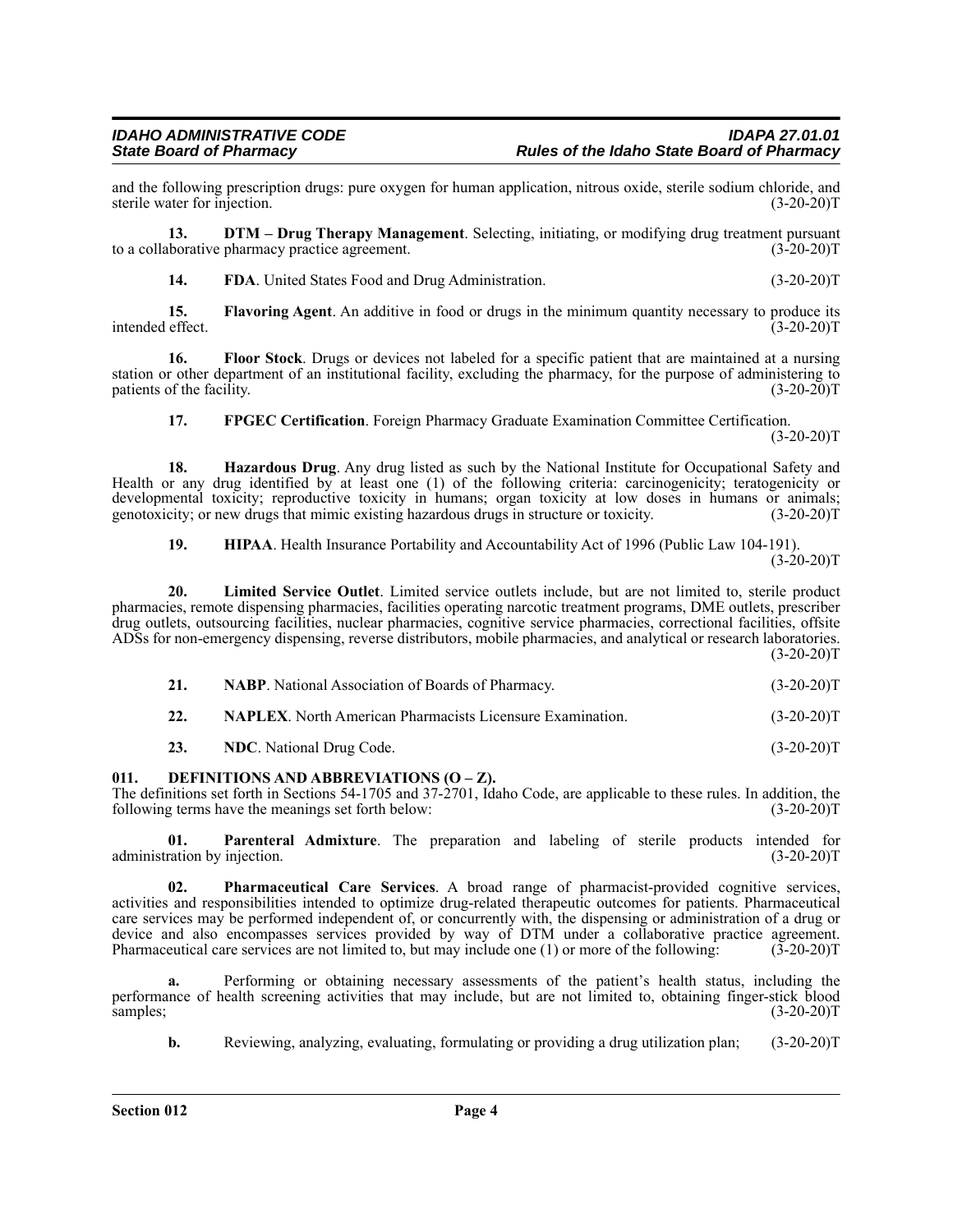and the following prescription drugs: pure oxygen for human application, nitrous oxide, sterile sodium chloride, and sterile water for injection. (3-20-20)T

**13. DTM – Drug Therapy Management**. Selecting, initiating, or modifying drug treatment pursuant to a collaborative pharmacy practice agreement. (3-20-20)T

**14. FDA**. United States Food and Drug Administration. (3-20-20)T

**15. Flavoring Agent**. An additive in food or drugs in the minimum quantity necessary to produce its intended effect. (3-20-20)T

**16. Floor Stock**. Drugs or devices not labeled for a specific patient that are maintained at a nursing station or other department of an institutional facility, excluding the pharmacy, for the purpose of administering to patients of the facility. (3-20-20)T

**17. FPGEC Certification**. Foreign Pharmacy Graduate Examination Committee Certification. (3-20-20)T

**18. Hazardous Drug**. Any drug listed as such by the National Institute for Occupational Safety and Health or any drug identified by at least one (1) of the following criteria: carcinogenicity; teratogenicity or developmental toxicity; reproductive toxicity in humans; organ toxicity at low doses in humans or animals; genotoxicity; or new drugs that mimic existing hazardous drugs in structure or toxicity. (3-20-20)T

**19. HIPAA**. Health Insurance Portability and Accountability Act of 1996 (Public Law 104-191). (3-20-20)T

**20. Limited Service Outlet**. Limited service outlets include, but are not limited to, sterile product pharmacies, remote dispensing pharmacies, facilities operating narcotic treatment programs, DME outlets, prescriber drug outlets, outsourcing facilities, nuclear pharmacies, cognitive service pharmacies, correctional facilities, offsite ADSs for non-emergency dispensing, reverse distributors, mobile pharmacies, and analytical or research laboratories. (3-20-20)T

**21. NABP**. National Association of Boards of Pharmacy. (3-20-20)T

**22. NAPLEX**. North American Pharmacists Licensure Examination. (3-20-20)T

**23. NDC**. National Drug Code. (3-20-20)T

## 011. DEFINITIONS AND ABBREVIATIONS (O – Z).

The definitions set forth in Sections 54-1705 and 37-2701, Idaho Code, are applicable to these rules. In addition, the following terms have the meanings set forth below: (3-20-20)T

**01. Parenteral Admixture**. The preparation and labeling of sterile products intended for administration by injection. (3-20-20)T

**02. Pharmaceutical Care Services**. A broad range of pharmacist-provided cognitive services, activities and responsibilities intended to optimize drug-related therapeutic outcomes for patients. Pharmaceutical care services may be performed independent of, or concurrently with, the dispensing or administration of a drug or device and also encompasses services provided by way of DTM under a collaborative practice agreement. Pharmaceutical care services are not limited to, but may include one (1) or more of the following: (3-20-20)T

**a.** Performing or obtaining necessary assessments of the patient's health status, including the performance of health screening activities that may include, but are not limited to, obtaining finger-stick blood samples; (3-20-20)T

**b.** Reviewing, analyzing, evaluating, formulating or providing a drug utilization plan; (3-20-20)T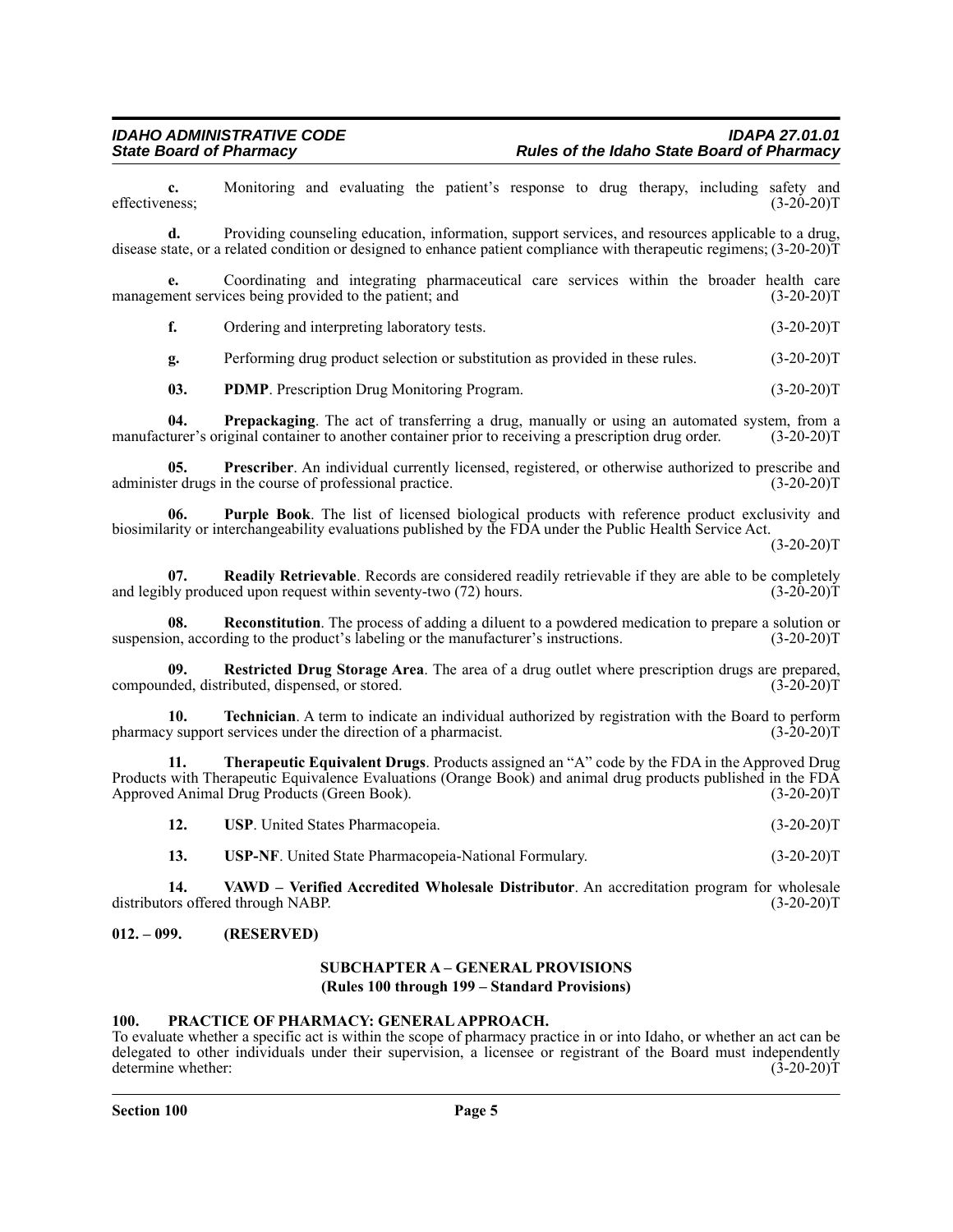**c.** Monitoring and evaluating the patient's response to drug therapy, including safety and effectiveness; (3-20-20)T

**d.** Providing counseling education, information, support services, and resources applicable to a drug, disease state, or a related condition or designed to enhance patient compliance with therapeutic regimens; (3-20-20)T

**e.** Coordinating and integrating pharmaceutical care services within the broader health care management services being provided to the patient; and (3-20-20)T

**f.** Ordering and interpreting laboratory tests. (3-20-20)T

**g.** Performing drug product selection or substitution as provided in these rules. (3-20-20)T

**03. PDMP**. Prescription Drug Monitoring Program. (3-20-20)T

**04. Prepackaging**. The act of transferring a drug, manually or using an automated system, from a manufacturer's original container to another container prior to receiving a prescription drug order. (3-20-20)T

**05. Prescriber**. An individual currently licensed, registered, or otherwise authorized to prescribe and administer drugs in the course of professional practice. (3-20-20)T

**06. Purple Book**. The list of licensed biological products with reference product exclusivity and biosimilarity or interchangeability evaluations published by the FDA under the Public Health Service Act. (3-20-20)T

**07. Readily Retrievable**. Records are considered readily retrievable if they are able to be completely and legibly produced upon request within seventy-two (72) hours. (3-20-20)T

**08. Reconstitution**. The process of adding a diluent to a powdered medication to prepare a solution or suspension, according to the product's labeling or the manufacturer's instructions. (3-20-20)T

**09. Restricted Drug Storage Area**. The area of a drug outlet where prescription drugs are prepared, compounded, distributed, dispensed, or stored. (3-20-20)T

**10. Technician**. A term to indicate an individual authorized by registration with the Board to perform pharmacy support services under the direction of a pharmacist. (3-20-20)T

**11. Therapeutic Equivalent Drugs**. Products assigned an "A" code by the FDA in the Approved Drug Products with Therapeutic Equivalence Evaluations (Orange Book) and animal drug products published in the FDA Approved Animal Drug Products (Green Book). (3-20-20)T

**12. USP**. United States Pharmacopeia. (3-20-20)T

**13. USP-NF**. United State Pharmacopeia-National Formulary. (3-20-20)T

**14. VAWD – Verified Accredited Wholesale Distributor**. An accreditation program for wholesale distributors offered through NABP. (3-20-20)T

## 012. – 099. (RESERVED)

## SUBCHAPTER A – GENERAL PROVISIONS
### (Rules 100 through 199 – Standard Provisions)

## 100. PRACTICE OF PHARMACY: GENERAL APPROACH.

To evaluate whether a specific act is within the scope of pharmacy practice in or into Idaho, or whether an act can be delegated to other individuals under their supervision, a licensee or registrant of the Board must independently determine whether: (3-20-20)T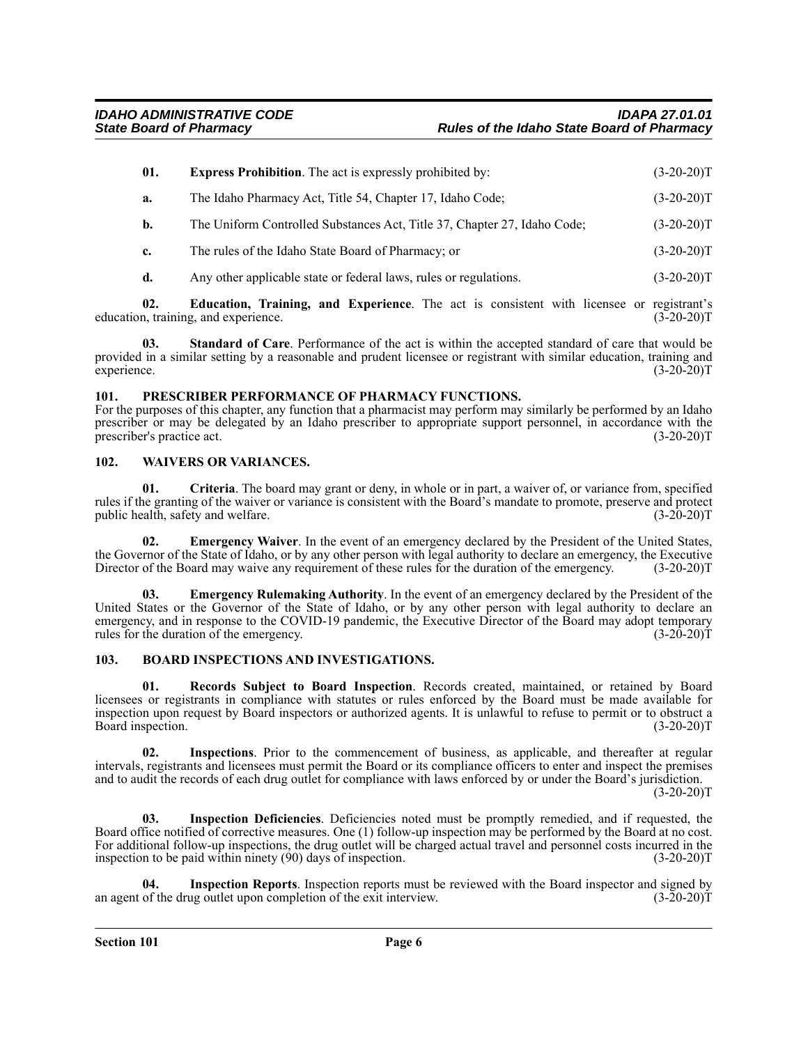**01. Express Prohibition**. The act is expressly prohibited by: (3-20-20)T

**a.** The Idaho Pharmacy Act, Title 54, Chapter 17, Idaho Code; (3-20-20)T

**b.** The Uniform Controlled Substances Act, Title 37, Chapter 27, Idaho Code; (3-20-20)T

**c.** The rules of the Idaho State Board of Pharmacy; or (3-20-20)T

**d.** Any other applicable state or federal laws, rules or regulations. (3-20-20)T

**02. Education, Training, and Experience**. The act is consistent with licensee or registrant's education, training, and experience. (3-20-20)T

**03. Standard of Care**. Performance of the act is within the accepted standard of care that would be provided in a similar setting by a reasonable and prudent licensee or registrant with similar education, training and experience. (3-20-20)T

## 101. PRESCRIBER PERFORMANCE OF PHARMACY FUNCTIONS.

For the purposes of this chapter, any function that a pharmacist may perform may similarly be performed by an Idaho prescriber or may be delegated by an Idaho prescriber to appropriate support personnel, in accordance with the prescriber's practice act. (3-20-20)T

## 102. WAIVERS OR VARIANCES.

**01. Criteria**. The board may grant or deny, in whole or in part, a waiver of, or variance from, specified rules if the granting of the waiver or variance is consistent with the Board's mandate to promote, preserve and protect public health, safety and welfare. (3-20-20)T

**02. Emergency Waiver**. In the event of an emergency declared by the President of the United States, the Governor of the State of Idaho, or by any other person with legal authority to declare an emergency, the Executive Director of the Board may waive any requirement of these rules for the duration of the emergency. (3-20-20)T

**03. Emergency Rulemaking Authority**. In the event of an emergency declared by the President of the United States or the Governor of the State of Idaho, or by any other person with legal authority to declare an emergency, and in response to the COVID-19 pandemic, the Executive Director of the Board may adopt temporary rules for the duration of the emergency. (3-20-20)T

## 103. BOARD INSPECTIONS AND INVESTIGATIONS.

**01. Records Subject to Board Inspection**. Records created, maintained, or retained by Board licensees or registrants in compliance with statutes or rules enforced by the Board must be made available for inspection upon request by Board inspectors or authorized agents. It is unlawful to refuse to permit or to obstruct a Board inspection. (3-20-20)T

**02. Inspections**. Prior to the commencement of business, as applicable, and thereafter at regular intervals, registrants and licensees must permit the Board or its compliance officers to enter and inspect the premises and to audit the records of each drug outlet for compliance with laws enforced by or under the Board's jurisdiction. (3-20-20)T

**03. Inspection Deficiencies**. Deficiencies noted must be promptly remedied, and if requested, the Board office notified of corrective measures. One (1) follow-up inspection may be performed by the Board at no cost. For additional follow-up inspections, the drug outlet will be charged actual travel and personnel costs incurred in the inspection to be paid within ninety (90) days of inspection. (3-20-20)T

**04. Inspection Reports**. Inspection reports must be reviewed with the Board inspector and signed by an agent of the drug outlet upon completion of the exit interview. (3-20-20)T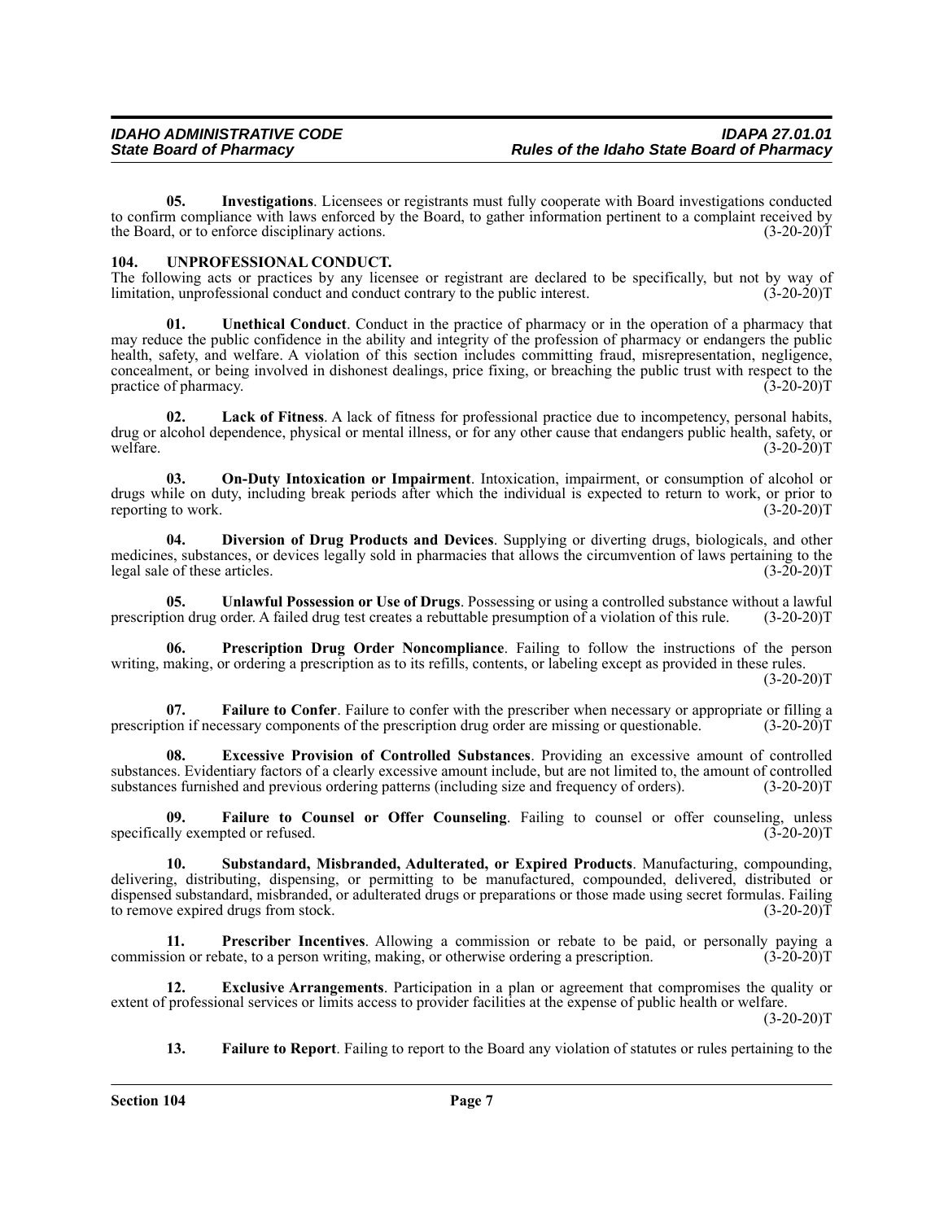**05. Investigations**. Licensees or registrants must fully cooperate with Board investigations conducted to confirm compliance with laws enforced by the Board, to gather information pertinent to a complaint received by the Board, or to enforce disciplinary actions. (3-20-20)T

## 104. UNPROFESSIONAL CONDUCT.

The following acts or practices by any licensee or registrant are declared to be specifically, but not by way of limitation, unprofessional conduct and conduct contrary to the public interest. (3-20-20)T

**01. Unethical Conduct**. Conduct in the practice of pharmacy or in the operation of a pharmacy that may reduce the public confidence in the ability and integrity of the profession of pharmacy or endangers the public health, safety, and welfare. A violation of this section includes committing fraud, misrepresentation, negligence, concealment, or being involved in dishonest dealings, price fixing, or breaching the public trust with respect to the practice of pharmacy. (3-20-20)T

**02. Lack of Fitness**. A lack of fitness for professional practice due to incompetency, personal habits, drug or alcohol dependence, physical or mental illness, or for any other cause that endangers public health, safety, or welfare. (3-20-20)T

**03. On-Duty Intoxication or Impairment**. Intoxication, impairment, or consumption of alcohol or drugs while on duty, including break periods after which the individual is expected to return to work, or prior to reporting to work. (3-20-20)T

**04. Diversion of Drug Products and Devices**. Supplying or diverting drugs, biologicals, and other medicines, substances, or devices legally sold in pharmacies that allows the circumvention of laws pertaining to the legal sale of these articles. (3-20-20)T

**05. Unlawful Possession or Use of Drugs**. Possessing or using a controlled substance without a lawful prescription drug order. A failed drug test creates a rebuttable presumption of a violation of this rule. (3-20-20)T

**06. Prescription Drug Order Noncompliance**. Failing to follow the instructions of the person writing, making, or ordering a prescription as to its refills, contents, or labeling except as provided in these rules. (3-20-20)T

**07. Failure to Confer**. Failure to confer with the prescriber when necessary or appropriate or filling a prescription if necessary components of the prescription drug order are missing or questionable. (3-20-20)T

**08. Excessive Provision of Controlled Substances**. Providing an excessive amount of controlled substances. Evidentiary factors of a clearly excessive amount include, but are not limited to, the amount of controlled substances furnished and previous ordering patterns (including size and frequency of orders). (3-20-20)T

**09. Failure to Counsel or Offer Counseling**. Failing to counsel or offer counseling, unless specifically exempted or refused. (3-20-20)T

**10. Substandard, Misbranded, Adulterated, or Expired Products**. Manufacturing, compounding, delivering, distributing, dispensing, or permitting to be manufactured, compounded, delivered, distributed or dispensed substandard, misbranded, or adulterated drugs or preparations or those made using secret formulas. Failing to remove expired drugs from stock. (3-20-20)T

**11. Prescriber Incentives**. Allowing a commission or rebate to be paid, or personally paying a commission or rebate, to a person writing, making, or otherwise ordering a prescription. (3-20-20)T

**12. Exclusive Arrangements**. Participation in a plan or agreement that compromises the quality or extent of professional services or limits access to provider facilities at the expense of public health or welfare. (3-20-20)T

**13. Failure to Report**. Failing to report to the Board any violation of statutes or rules pertaining to the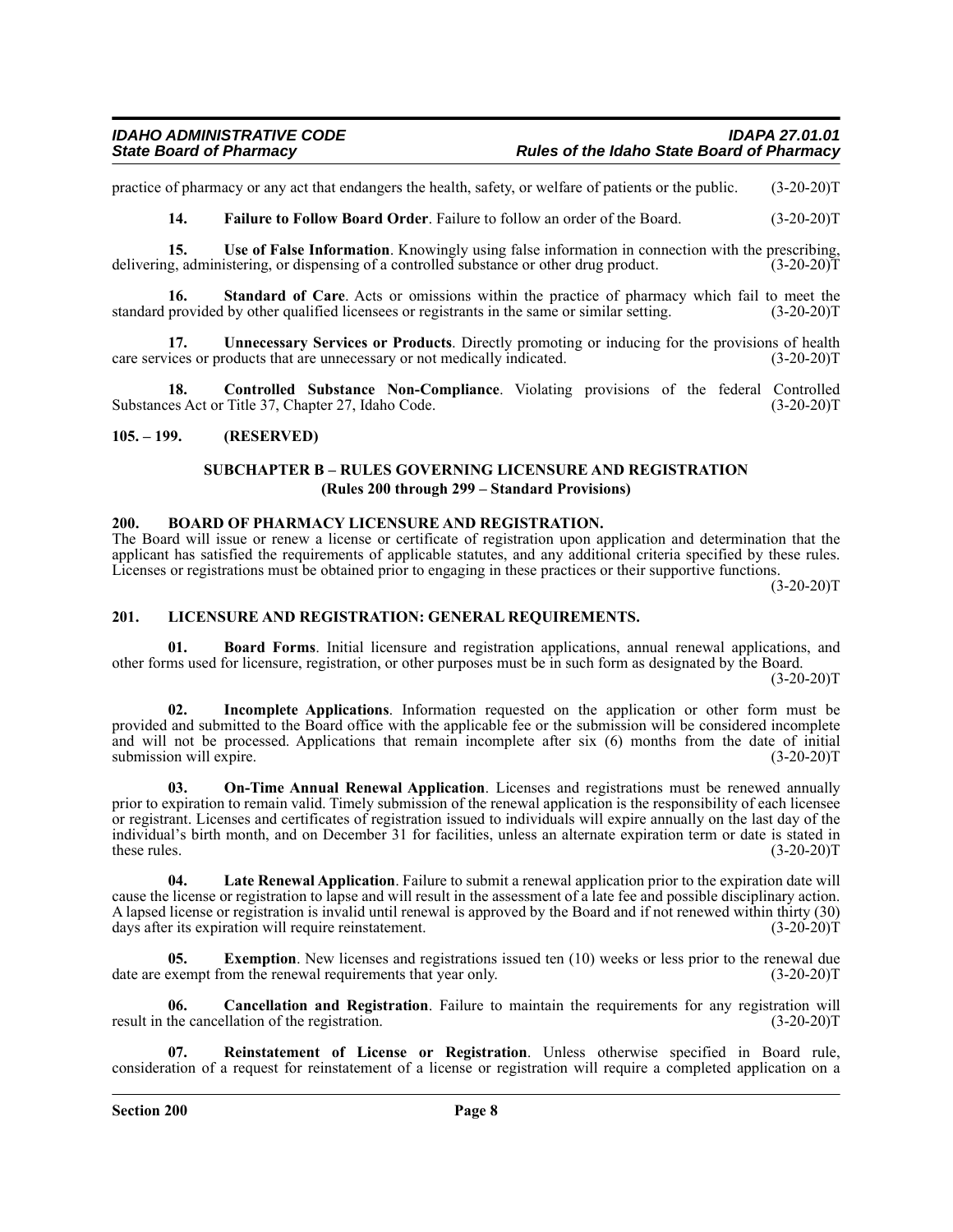practice of pharmacy or any act that endangers the health, safety, or welfare of patients or the public. (3-20-20)T

**14. Failure to Follow Board Order**. Failure to follow an order of the Board. (3-20-20)T

**15. Use of False Information**. Knowingly using false information in connection with the prescribing, delivering, administering, or dispensing of a controlled substance or other drug product. (3-20-20)T

**16. Standard of Care**. Acts or omissions within the practice of pharmacy which fail to meet the standard provided by other qualified licensees or registrants in the same or similar setting. (3-20-20)T

**17. Unnecessary Services or Products**. Directly promoting or inducing for the provisions of health care services or products that are unnecessary or not medically indicated. (3-20-20)T

**18. Controlled Substance Non-Compliance**. Violating provisions of the federal Controlled Substances Act or Title 37, Chapter 27, Idaho Code. (3-20-20)T

## 105. – 199. (RESERVED)

## SUBCHAPTER B – RULES GOVERNING LICENSURE AND REGISTRATION
### (Rules 200 through 299 – Standard Provisions)

## 200. BOARD OF PHARMACY LICENSURE AND REGISTRATION.

The Board will issue or renew a license or certificate of registration upon application and determination that the applicant has satisfied the requirements of applicable statutes, and any additional criteria specified by these rules. Licenses or registrations must be obtained prior to engaging in these practices or their supportive functions. (3-20-20)T

## 201. LICENSURE AND REGISTRATION: GENERAL REQUIREMENTS.

**01. Board Forms**. Initial licensure and registration applications, annual renewal applications, and other forms used for licensure, registration, or other purposes must be in such form as designated by the Board. (3-20-20)T

**02. Incomplete Applications**. Information requested on the application or other form must be provided and submitted to the Board office with the applicable fee or the submission will be considered incomplete and will not be processed. Applications that remain incomplete after six (6) months from the date of initial submission will expire. (3-20-20)T

**03. On-Time Annual Renewal Application**. Licenses and registrations must be renewed annually prior to expiration to remain valid. Timely submission of the renewal application is the responsibility of each licensee or registrant. Licenses and certificates of registration issued to individuals will expire annually on the last day of the individual's birth month, and on December 31 for facilities, unless an alternate expiration term or date is stated in these rules. (3-20-20)T

**04. Late Renewal Application**. Failure to submit a renewal application prior to the expiration date will cause the license or registration to lapse and will result in the assessment of a late fee and possible disciplinary action. A lapsed license or registration is invalid until renewal is approved by the Board and if not renewed within thirty (30) days after its expiration will require reinstatement. (3-20-20)T

**05. Exemption**. New licenses and registrations issued ten (10) weeks or less prior to the renewal due date are exempt from the renewal requirements that year only. (3-20-20)T

**06. Cancellation and Registration**. Failure to maintain the requirements for any registration will result in the cancellation of the registration. (3-20-20)T

**07. Reinstatement of License or Registration**. Unless otherwise specified in Board rule, consideration of a request for reinstatement of a license or registration will require a completed application on a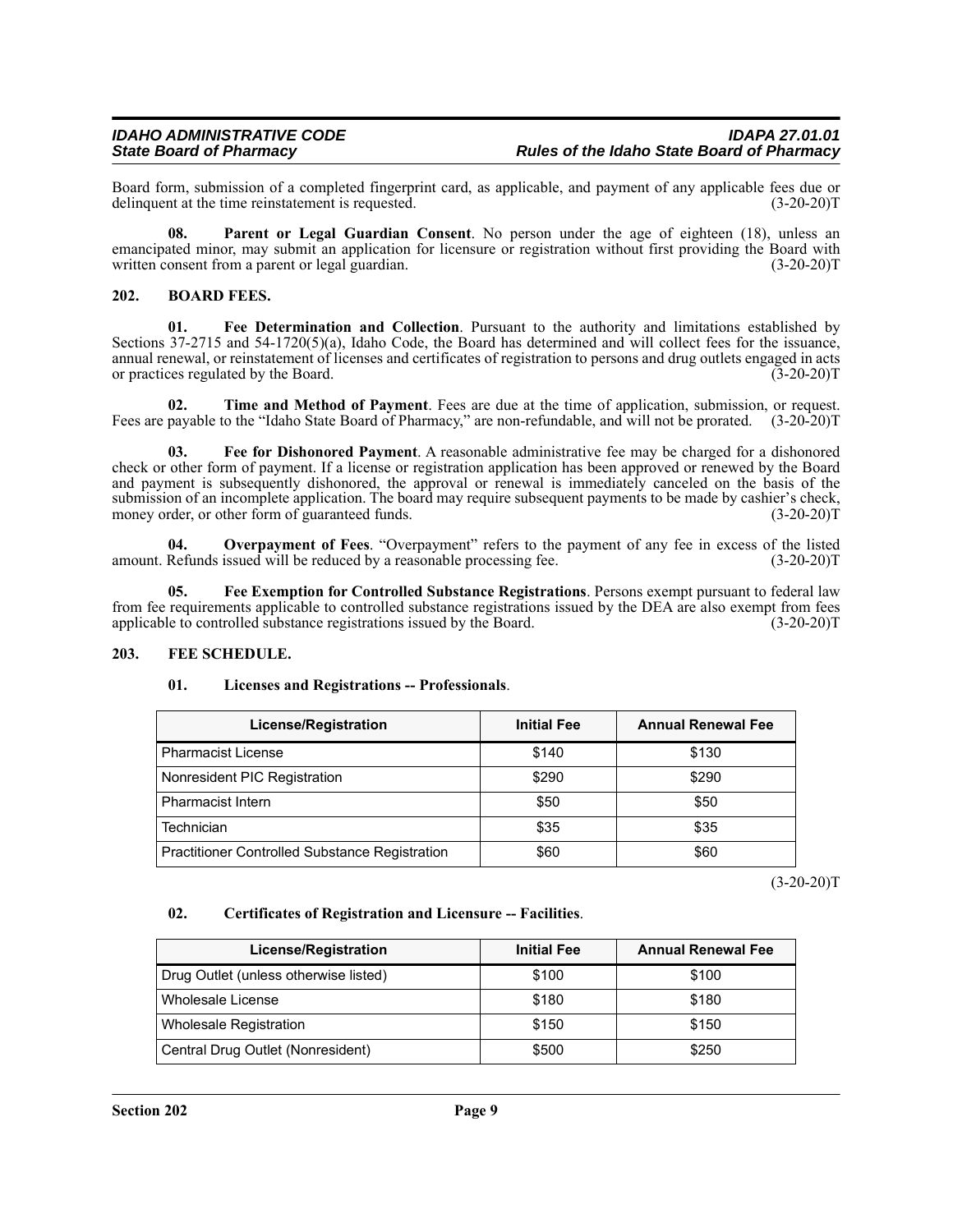Board form, submission of a completed fingerprint card, as applicable, and payment of any applicable fees due or delinquent at the time reinstatement is requested. (3-20-20)T

**08. Parent or Legal Guardian Consent**. No person under the age of eighteen (18), unless an emancipated minor, may submit an application for licensure or registration without first providing the Board with written consent from a parent or legal guardian. (3-20-20)T

## 202. BOARD FEES.

**01. Fee Determination and Collection**. Pursuant to the authority and limitations established by Sections 37-2715 and 54-1720(5)(a), Idaho Code, the Board has determined and will collect fees for the issuance, annual renewal, or reinstatement of licenses and certificates of registration to persons and drug outlets engaged in acts or practices regulated by the Board. (3-20-20)T

**02. Time and Method of Payment**. Fees are due at the time of application, submission, or request. Fees are payable to the "Idaho State Board of Pharmacy," are non-refundable, and will not be prorated. (3-20-20)T

**03. Fee for Dishonored Payment**. A reasonable administrative fee may be charged for a dishonored check or other form of payment. If a license or registration application has been approved or renewed by the Board and payment is subsequently dishonored, the approval or renewal is immediately canceled on the basis of the submission of an incomplete application. The board may require subsequent payments to be made by cashier's check, money order, or other form of guaranteed funds. (3-20-20)T

**04. Overpayment of Fees**. "Overpayment" refers to the payment of any fee in excess of the listed amount. Refunds issued will be reduced by a reasonable processing fee. (3-20-20)T

**05. Fee Exemption for Controlled Substance Registrations**. Persons exempt pursuant to federal law from fee requirements applicable to controlled substance registrations issued by the DEA are also exempt from fees applicable to controlled substance registrations issued by the Board. (3-20-20)T

## 203. FEE SCHEDULE.

**01. Licenses and Registrations -- Professionals**.

| License/Registration | Initial Fee | Annual Renewal Fee |
|---|---|---|
| Pharmacist License | $140 | $130 |
| Nonresident PIC Registration | $290 | $290 |
| Pharmacist Intern | $50 | $50 |
| Technician | $35 | $35 |
| Practitioner Controlled Substance Registration | $60 | $60 |

(3-20-20)T

**02. Certificates of Registration and Licensure -- Facilities**.

| License/Registration | Initial Fee | Annual Renewal Fee |
|---|---|---|
| Drug Outlet (unless otherwise listed) | $100 | $100 |
| Wholesale License | $180 | $180 |
| Wholesale Registration | $150 | $150 |
| Central Drug Outlet (Nonresident) | $500 | $250 |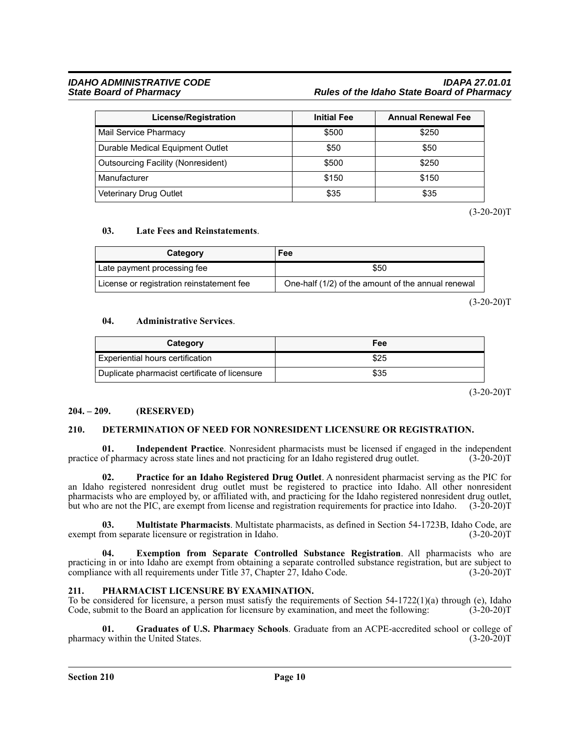| License/Registration | Initial Fee | Annual Renewal Fee |
| --- | --- | --- |
| Mail Service Pharmacy | $500 | $250 |
| Durable Medical Equipment Outlet | $50 | $50 |
| Outsourcing Facility (Nonresident) | $500 | $250 |
| Manufacturer | $150 | $150 |
| Veterinary Drug Outlet | $35 | $35 |

(3-20-20)T

**03. Late Fees and Reinstatements**.

| Category | Fee |
| --- | --- |
| Late payment processing fee | $50 |
| License or registration reinstatement fee | One-half (1/2) of the amount of the annual renewal |

(3-20-20)T

**04. Administrative Services**.

| Category | Fee |
| --- | --- |
| Experiential hours certification | $25 |
| Duplicate pharmacist certificate of licensure | $35 |

(3-20-20)T

## 204. – 209. (RESERVED)

## 210. DETERMINATION OF NEED FOR NONRESIDENT LICENSURE OR REGISTRATION.

**01. Independent Practice**. Nonresident pharmacists must be licensed if engaged in the independent practice of pharmacy across state lines and not practicing for an Idaho registered drug outlet. (3-20-20)T

**02. Practice for an Idaho Registered Drug Outlet**. A nonresident pharmacist serving as the PIC for an Idaho registered nonresident drug outlet must be registered to practice into Idaho. All other nonresident pharmacists who are employed by, or affiliated with, and practicing for the Idaho registered nonresident drug outlet, but who are not the PIC, are exempt from license and registration requirements for practice into Idaho. (3-20-20)T

**03. Multistate Pharmacists**. Multistate pharmacists, as defined in Section 54-1723B, Idaho Code, are exempt from separate licensure or registration in Idaho. (3-20-20)T

**04. Exemption from Separate Controlled Substance Registration**. All pharmacists who are practicing in or into Idaho are exempt from obtaining a separate controlled substance registration, but are subject to compliance with all requirements under Title 37, Chapter 27, Idaho Code. (3-20-20)T

## 211. PHARMACIST LICENSURE BY EXAMINATION.

To be considered for licensure, a person must satisfy the requirements of Section 54-1722(1)(a) through (e), Idaho Code, submit to the Board an application for licensure by examination, and meet the following: (3-20-20)T

**01. Graduates of U.S. Pharmacy Schools**. Graduate from an ACPE-accredited school or college of pharmacy within the United States. (3-20-20)T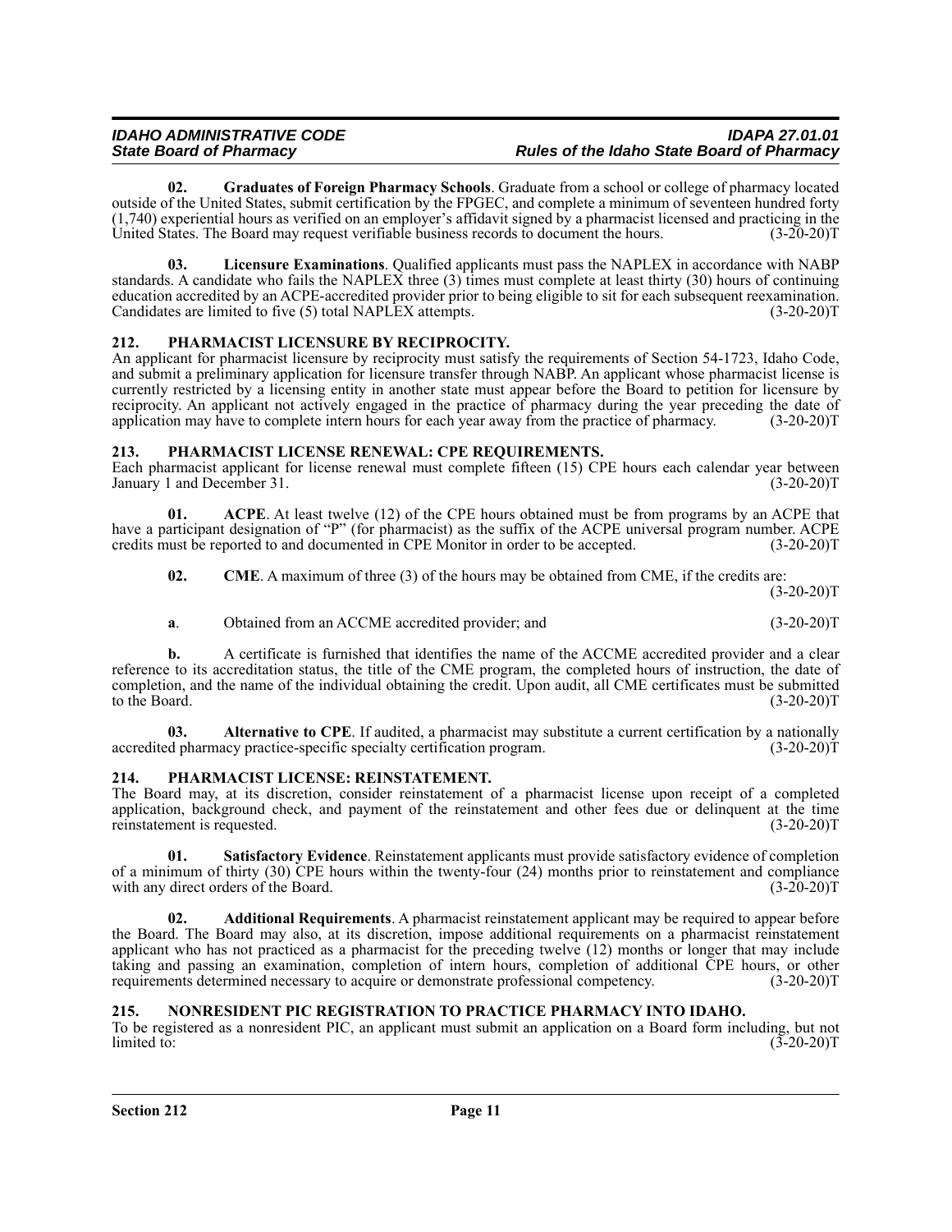**02. Graduates of Foreign Pharmacy Schools**. Graduate from a school or college of pharmacy located outside of the United States, submit certification by the FPGEC, and complete a minimum of seventeen hundred forty (1,740) experiential hours as verified on an employer's affidavit signed by a pharmacist licensed and practicing in the United States. The Board may request verifiable business records to document the hours. (3-20-20)T

**03. Licensure Examinations**. Qualified applicants must pass the NAPLEX in accordance with NABP standards. A candidate who fails the NAPLEX three (3) times must complete at least thirty (30) hours of continuing education accredited by an ACPE-accredited provider prior to being eligible to sit for each subsequent reexamination. Candidates are limited to five (5) total NAPLEX attempts. (3-20-20)T

## 212. PHARMACIST LICENSURE BY RECIPROCITY.

An applicant for pharmacist licensure by reciprocity must satisfy the requirements of Section 54-1723, Idaho Code, and submit a preliminary application for licensure transfer through NABP. An applicant whose pharmacist license is currently restricted by a licensing entity in another state must appear before the Board to petition for licensure by reciprocity. An applicant not actively engaged in the practice of pharmacy during the year preceding the date of application may have to complete intern hours for each year away from the practice of pharmacy. (3-20-20)T

## 213. PHARMACIST LICENSE RENEWAL: CPE REQUIREMENTS.

Each pharmacist applicant for license renewal must complete fifteen (15) CPE hours each calendar year between January 1 and December 31. (3-20-20)T

**01. ACPE**. At least twelve (12) of the CPE hours obtained must be from programs by an ACPE that have a participant designation of "P" (for pharmacist) as the suffix of the ACPE universal program number. ACPE credits must be reported to and documented in CPE Monitor in order to be accepted. (3-20-20)T

**02. CME**. A maximum of three (3) of the hours may be obtained from CME, if the credits are: (3-20-20)T

**a**. Obtained from an ACCME accredited provider; and (3-20-20)T

**b.** A certificate is furnished that identifies the name of the ACCME accredited provider and a clear reference to its accreditation status, the title of the CME program, the completed hours of instruction, the date of completion, and the name of the individual obtaining the credit. Upon audit, all CME certificates must be submitted to the Board. (3-20-20)T

**03. Alternative to CPE**. If audited, a pharmacist may substitute a current certification by a nationally accredited pharmacy practice-specific specialty certification program. (3-20-20)T

## 214. PHARMACIST LICENSE: REINSTATEMENT.

The Board may, at its discretion, consider reinstatement of a pharmacist license upon receipt of a completed application, background check, and payment of the reinstatement and other fees due or delinquent at the time reinstatement is requested. (3-20-20)T

**01. Satisfactory Evidence**. Reinstatement applicants must provide satisfactory evidence of completion of a minimum of thirty (30) CPE hours within the twenty-four (24) months prior to reinstatement and compliance with any direct orders of the Board. (3-20-20)T

**02. Additional Requirements**. A pharmacist reinstatement applicant may be required to appear before the Board. The Board may also, at its discretion, impose additional requirements on a pharmacist reinstatement applicant who has not practiced as a pharmacist for the preceding twelve (12) months or longer that may include taking and passing an examination, completion of intern hours, completion of additional CPE hours, or other requirements determined necessary to acquire or demonstrate professional competency. (3-20-20)T

## 215. NONRESIDENT PIC REGISTRATION TO PRACTICE PHARMACY INTO IDAHO.

To be registered as a nonresident PIC, an applicant must submit an application on a Board form including, but not limited to: (3-20-20)T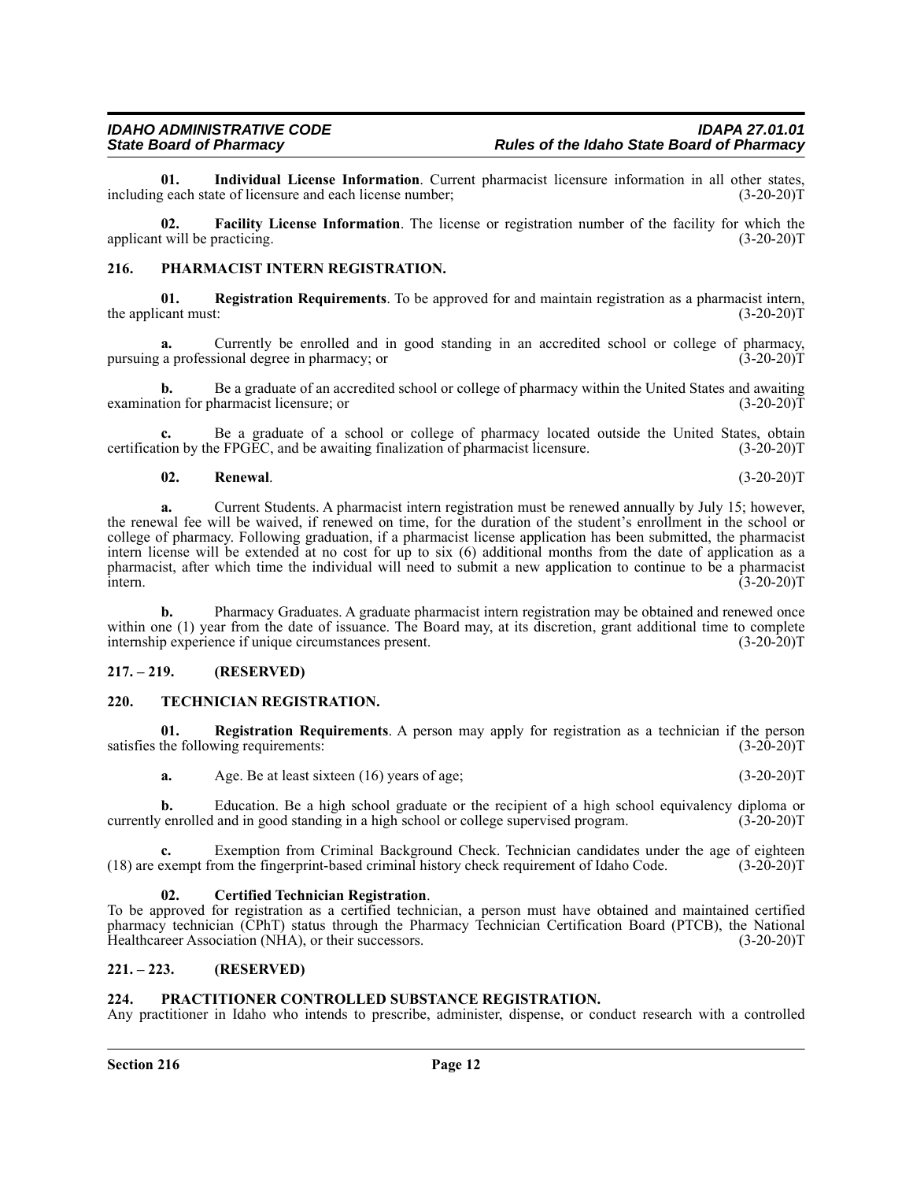**01. Individual License Information**. Current pharmacist licensure information in all other states, including each state of licensure and each license number; (3-20-20)T

**02. Facility License Information**. The license or registration number of the facility for which the applicant will be practicing. (3-20-20)T

## 216. PHARMACIST INTERN REGISTRATION.

**01. Registration Requirements**. To be approved for and maintain registration as a pharmacist intern, the applicant must: (3-20-20)T

**a.** Currently be enrolled and in good standing in an accredited school or college of pharmacy, pursuing a professional degree in pharmacy; or (3-20-20)T

**b.** Be a graduate of an accredited school or college of pharmacy within the United States and awaiting examination for pharmacist licensure; or (3-20-20)T

**c.** Be a graduate of a school or college of pharmacy located outside the United States, obtain certification by the FPGEC, and be awaiting finalization of pharmacist licensure. (3-20-20)T

**02. Renewal**. (3-20-20)T

**a.** Current Students. A pharmacist intern registration must be renewed annually by July 15; however, the renewal fee will be waived, if renewed on time, for the duration of the student's enrollment in the school or college of pharmacy. Following graduation, if a pharmacist license application has been submitted, the pharmacist intern license will be extended at no cost for up to six (6) additional months from the date of application as a pharmacist, after which time the individual will need to submit a new application to continue to be a pharmacist intern. (3-20-20)T

**b.** Pharmacy Graduates. A graduate pharmacist intern registration may be obtained and renewed once within one (1) year from the date of issuance. The Board may, at its discretion, grant additional time to complete internship experience if unique circumstances present. (3-20-20)T

## 217. – 219. (RESERVED)

## 220. TECHNICIAN REGISTRATION.

**01. Registration Requirements**. A person may apply for registration as a technician if the person satisfies the following requirements: (3-20-20)T

**a.** Age. Be at least sixteen (16) years of age; (3-20-20)T

**b.** Education. Be a high school graduate or the recipient of a high school equivalency diploma or currently enrolled and in good standing in a high school or college supervised program. (3-20-20)T

**c.** Exemption from Criminal Background Check. Technician candidates under the age of eighteen (18) are exempt from the fingerprint-based criminal history check requirement of Idaho Code. (3-20-20)T

**02. Certified Technician Registration**.
To be approved for registration as a certified technician, a person must have obtained and maintained certified pharmacy technician (CPhT) status through the Pharmacy Technician Certification Board (PTCB), the National Healthcareer Association (NHA), or their successors. (3-20-20)T

## 221. – 223. (RESERVED)

## 224. PRACTITIONER CONTROLLED SUBSTANCE REGISTRATION.

Any practitioner in Idaho who intends to prescribe, administer, dispense, or conduct research with a controlled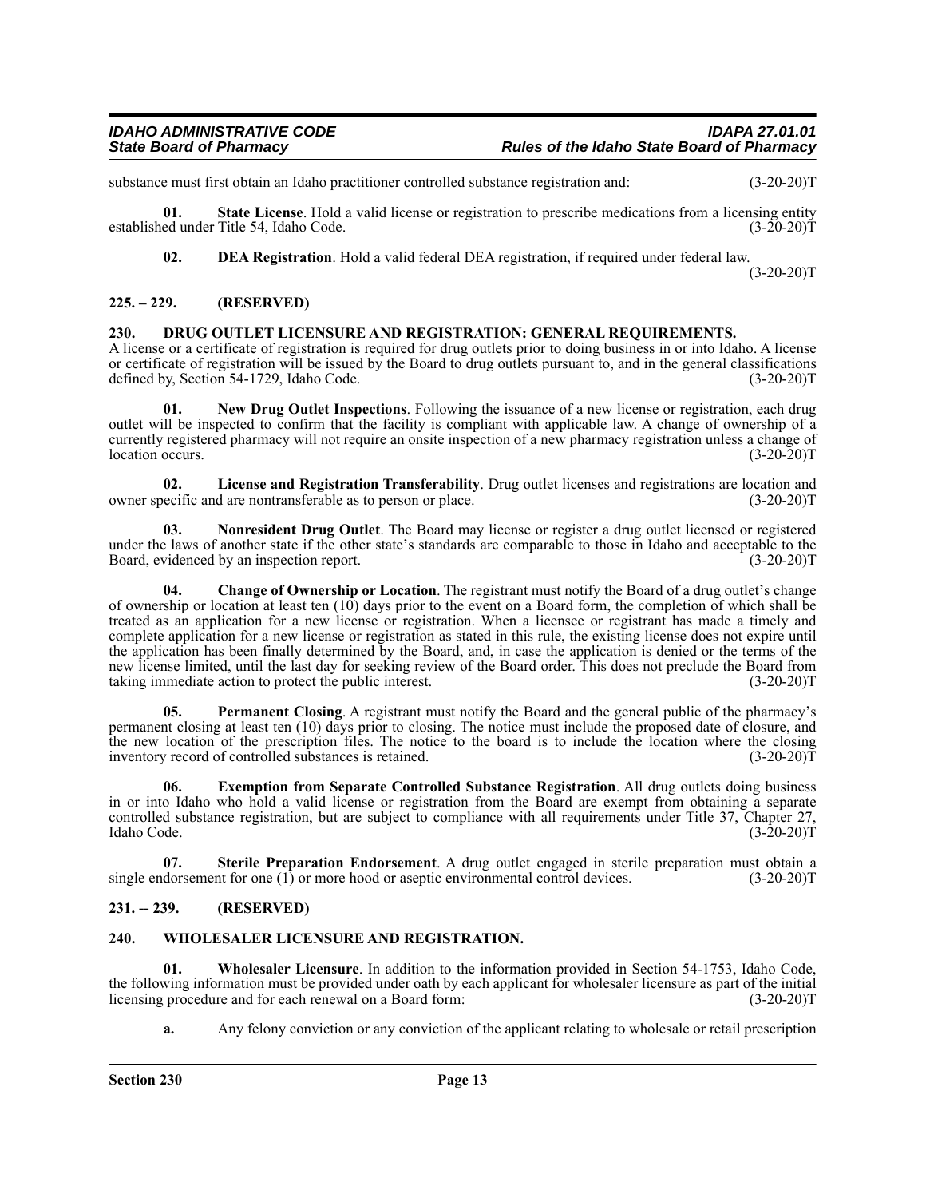substance must first obtain an Idaho practitioner controlled substance registration and: (3-20-20)T

**01. State License**. Hold a valid license or registration to prescribe medications from a licensing entity established under Title 54, Idaho Code. (3-20-20)T

**02. DEA Registration**. Hold a valid federal DEA registration, if required under federal law. (3-20-20)T

## 225. – 229. (RESERVED)

## 230. DRUG OUTLET LICENSURE AND REGISTRATION: GENERAL REQUIREMENTS.

A license or a certificate of registration is required for drug outlets prior to doing business in or into Idaho. A license or certificate of registration will be issued by the Board to drug outlets pursuant to, and in the general classifications defined by, Section 54-1729, Idaho Code. (3-20-20)T

**01. New Drug Outlet Inspections**. Following the issuance of a new license or registration, each drug outlet will be inspected to confirm that the facility is compliant with applicable law. A change of ownership of a currently registered pharmacy will not require an onsite inspection of a new pharmacy registration unless a change of location occurs. (3-20-20)T

**02. License and Registration Transferability**. Drug outlet licenses and registrations are location and owner specific and are nontransferable as to person or place. (3-20-20)T

**03. Nonresident Drug Outlet**. The Board may license or register a drug outlet licensed or registered under the laws of another state if the other state's standards are comparable to those in Idaho and acceptable to the Board, evidenced by an inspection report. (3-20-20)T

**04. Change of Ownership or Location**. The registrant must notify the Board of a drug outlet's change of ownership or location at least ten (10) days prior to the event on a Board form, the completion of which shall be treated as an application for a new license or registration. When a licensee or registrant has made a timely and complete application for a new license or registration as stated in this rule, the existing license does not expire until the application has been finally determined by the Board, and, in case the application is denied or the terms of the new license limited, until the last day for seeking review of the Board order. This does not preclude the Board from taking immediate action to protect the public interest. (3-20-20)T

**05. Permanent Closing**. A registrant must notify the Board and the general public of the pharmacy's permanent closing at least ten (10) days prior to closing. The notice must include the proposed date of closure, and the new location of the prescription files. The notice to the board is to include the location where the closing inventory record of controlled substances is retained. (3-20-20)T

**06. Exemption from Separate Controlled Substance Registration**. All drug outlets doing business in or into Idaho who hold a valid license or registration from the Board are exempt from obtaining a separate controlled substance registration, but are subject to compliance with all requirements under Title 37, Chapter 27, Idaho Code. (3-20-20)T

**07. Sterile Preparation Endorsement**. A drug outlet engaged in sterile preparation must obtain a single endorsement for one (1) or more hood or aseptic environmental control devices. (3-20-20)T

## 231. -- 239. (RESERVED)

## 240. WHOLESALER LICENSURE AND REGISTRATION.

**01. Wholesaler Licensure**. In addition to the information provided in Section 54-1753, Idaho Code, the following information must be provided under oath by each applicant for wholesaler licensure as part of the initial licensing procedure and for each renewal on a Board form: (3-20-20)T

**a.** Any felony conviction or any conviction of the applicant relating to wholesale or retail prescription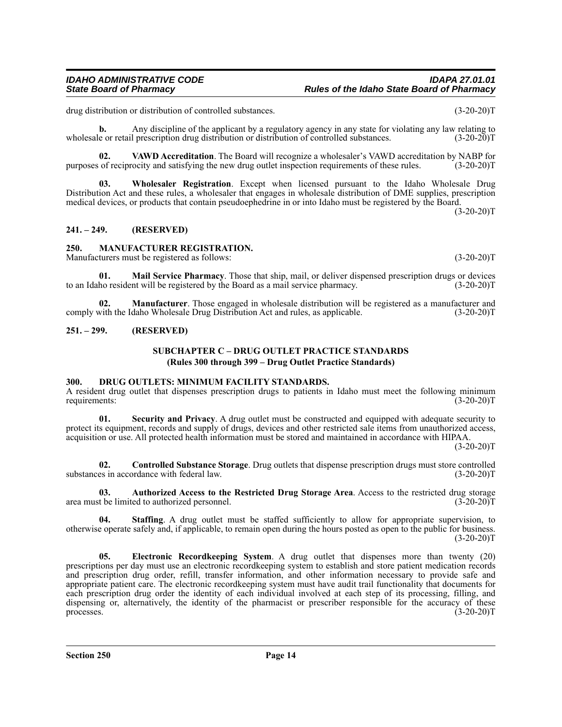drug distribution or distribution of controlled substances. (3-20-20)T

**b.** Any discipline of the applicant by a regulatory agency in any state for violating any law relating to wholesale or retail prescription drug distribution or distribution of controlled substances. (3-20-20)T

**02. VAWD Accreditation**. The Board will recognize a wholesaler's VAWD accreditation by NABP for purposes of reciprocity and satisfying the new drug outlet inspection requirements of these rules. (3-20-20)T

**03. Wholesaler Registration**. Except when licensed pursuant to the Idaho Wholesale Drug Distribution Act and these rules, a wholesaler that engages in wholesale distribution of DME supplies, prescription medical devices, or products that contain pseudoephedrine in or into Idaho must be registered by the Board. (3-20-20)T

## 241. – 249. (RESERVED)

## 250. MANUFACTURER REGISTRATION.

Manufacturers must be registered as follows: (3-20-20)T

**01. Mail Service Pharmacy**. Those that ship, mail, or deliver dispensed prescription drugs or devices to an Idaho resident will be registered by the Board as a mail service pharmacy. (3-20-20)T

**02. Manufacturer**. Those engaged in wholesale distribution will be registered as a manufacturer and comply with the Idaho Wholesale Drug Distribution Act and rules, as applicable. (3-20-20)T

## 251. – 299. (RESERVED)

## SUBCHAPTER C – DRUG OUTLET PRACTICE STANDARDS
### (Rules 300 through 399 – Drug Outlet Practice Standards)

## 300. DRUG OUTLETS: MINIMUM FACILITY STANDARDS.

A resident drug outlet that dispenses prescription drugs to patients in Idaho must meet the following minimum requirements: (3-20-20)T

**01. Security and Privacy**. A drug outlet must be constructed and equipped with adequate security to protect its equipment, records and supply of drugs, devices and other restricted sale items from unauthorized access, acquisition or use. All protected health information must be stored and maintained in accordance with HIPAA. (3-20-20)T

**02. Controlled Substance Storage**. Drug outlets that dispense prescription drugs must store controlled substances in accordance with federal law. (3-20-20)T

**03. Authorized Access to the Restricted Drug Storage Area**. Access to the restricted drug storage area must be limited to authorized personnel. (3-20-20)T

**04. Staffing**. A drug outlet must be staffed sufficiently to allow for appropriate supervision, to otherwise operate safely and, if applicable, to remain open during the hours posted as open to the public for business. (3-20-20)T

**05. Electronic Recordkeeping System**. A drug outlet that dispenses more than twenty (20) prescriptions per day must use an electronic recordkeeping system to establish and store patient medication records and prescription drug order, refill, transfer information, and other information necessary to provide safe and appropriate patient care. The electronic recordkeeping system must have audit trail functionality that documents for each prescription drug order the identity of each individual involved at each step of its processing, filling, and dispensing or, alternatively, the identity of the pharmacist or prescriber responsible for the accuracy of these processes. (3-20-20)T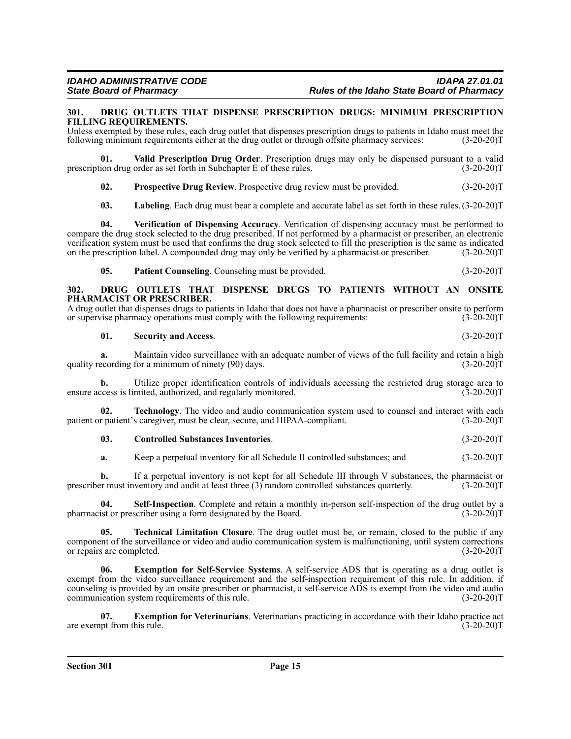### 301. DRUG OUTLETS THAT DISPENSE PRESCRIPTION DRUGS: MINIMUM PRESCRIPTION FILLING REQUIREMENTS.

Unless exempted by these rules, each drug outlet that dispenses prescription drugs to patients in Idaho must meet the following minimum requirements either at the drug outlet or through offsite pharmacy services: (3-20-20)T

**01. Valid Prescription Drug Order**. Prescription drugs may only be dispensed pursuant to a valid prescription drug order as set forth in Subchapter E of these rules. (3-20-20)T

**02. Prospective Drug Review**. Prospective drug review must be provided. (3-20-20)T

**03. Labeling**. Each drug must bear a complete and accurate label as set forth in these rules. (3-20-20)T

**04. Verification of Dispensing Accuracy**. Verification of dispensing accuracy must be performed to compare the drug stock selected to the drug prescribed. If not performed by a pharmacist or prescriber, an electronic verification system must be used that confirms the drug stock selected to fill the prescription is the same as indicated on the prescription label. A compounded drug may only be verified by a pharmacist or prescriber. (3-20-20)T

**05. Patient Counseling**. Counseling must be provided. (3-20-20)T

### 302. DRUG OUTLETS THAT DISPENSE DRUGS TO PATIENTS WITHOUT AN ONSITE PHARMACIST OR PRESCRIBER.

A drug outlet that dispenses drugs to patients in Idaho that does not have a pharmacist or prescriber onsite to perform or supervise pharmacy operations must comply with the following requirements: (3-20-20)T

**01. Security and Access**. (3-20-20)T

**a.** Maintain video surveillance with an adequate number of views of the full facility and retain a high quality recording for a minimum of ninety (90) days. (3-20-20)T

**b.** Utilize proper identification controls of individuals accessing the restricted drug storage area to ensure access is limited, authorized, and regularly monitored. (3-20-20)T

**02. Technology**. The video and audio communication system used to counsel and interact with each patient or patient's caregiver, must be clear, secure, and HIPAA-compliant. (3-20-20)T

**03. Controlled Substances Inventories**. (3-20-20)T

**a.** Keep a perpetual inventory for all Schedule II controlled substances; and (3-20-20)T

**b.** If a perpetual inventory is not kept for all Schedule III through V substances, the pharmacist or prescriber must inventory and audit at least three (3) random controlled substances quarterly. (3-20-20)T

**04. Self-Inspection**. Complete and retain a monthly in-person self-inspection of the drug outlet by a pharmacist or prescriber using a form designated by the Board. (3-20-20)T

**05. Technical Limitation Closure**. The drug outlet must be, or remain, closed to the public if any component of the surveillance or video and audio communication system is malfunctioning, until system corrections or repairs are completed. (3-20-20)T

**06. Exemption for Self-Service Systems**. A self-service ADS that is operating as a drug outlet is exempt from the video surveillance requirement and the self-inspection requirement of this rule. In addition, if counseling is provided by an onsite prescriber or pharmacist, a self-service ADS is exempt from the video and audio communication system requirements of this rule. (3-20-20)T

**07. Exemption for Veterinarians**. Veterinarians practicing in accordance with their Idaho practice act are exempt from this rule. (3-20-20)T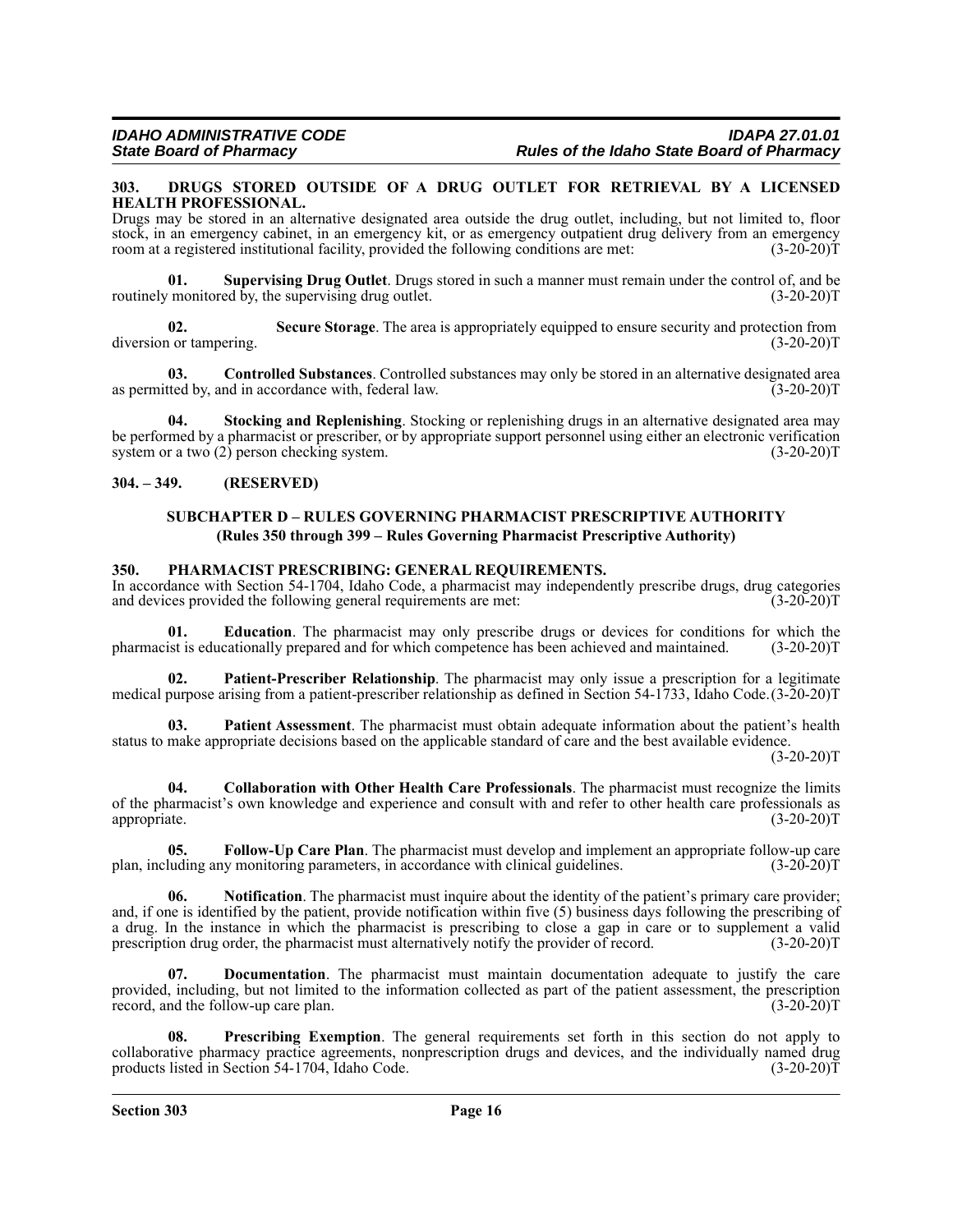### 303. DRUGS STORED OUTSIDE OF A DRUG OUTLET FOR RETRIEVAL BY A LICENSED HEALTH PROFESSIONAL.

Drugs may be stored in an alternative designated area outside the drug outlet, including, but not limited to, floor stock, in an emergency cabinet, in an emergency kit, or as emergency outpatient drug delivery from an emergency room at a registered institutional facility, provided the following conditions are met: (3-20-20)T

**01. Supervising Drug Outlet**. Drugs stored in such a manner must remain under the control of, and be routinely monitored by, the supervising drug outlet. (3-20-20)T

**02. Secure Storage**. The area is appropriately equipped to ensure security and protection from diversion or tampering. (3-20-20)T

**03. Controlled Substances**. Controlled substances may only be stored in an alternative designated area as permitted by, and in accordance with, federal law. (3-20-20)T

**04. Stocking and Replenishing**. Stocking or replenishing drugs in an alternative designated area may be performed by a pharmacist or prescriber, or by appropriate support personnel using either an electronic verification system or a two (2) person checking system. (3-20-20)T

### 304. – 349. (RESERVED)

## SUBCHAPTER D – RULES GOVERNING PHARMACIST PRESCRIPTIVE AUTHORITY
**(Rules 350 through 399 – Rules Governing Pharmacist Prescriptive Authority)**

### 350. PHARMACIST PRESCRIBING: GENERAL REQUIREMENTS.

In accordance with Section 54-1704, Idaho Code, a pharmacist may independently prescribe drugs, drug categories and devices provided the following general requirements are met: (3-20-20)T

**01. Education**. The pharmacist may only prescribe drugs or devices for conditions for which the pharmacist is educationally prepared and for which competence has been achieved and maintained. (3-20-20)T

**02. Patient-Prescriber Relationship**. The pharmacist may only issue a prescription for a legitimate medical purpose arising from a patient-prescriber relationship as defined in Section 54-1733, Idaho Code. (3-20-20)T

**03. Patient Assessment**. The pharmacist must obtain adequate information about the patient's health status to make appropriate decisions based on the applicable standard of care and the best available evidence. (3-20-20)T

**04. Collaboration with Other Health Care Professionals**. The pharmacist must recognize the limits of the pharmacist's own knowledge and experience and consult with and refer to other health care professionals as appropriate. (3-20-20)T

**05. Follow-Up Care Plan**. The pharmacist must develop and implement an appropriate follow-up care plan, including any monitoring parameters, in accordance with clinical guidelines. (3-20-20)T

**06. Notification**. The pharmacist must inquire about the identity of the patient's primary care provider; and, if one is identified by the patient, provide notification within five (5) business days following the prescribing of a drug. In the instance in which the pharmacist is prescribing to close a gap in care or to supplement a valid prescription drug order, the pharmacist must alternatively notify the provider of record. (3-20-20)T

**07. Documentation**. The pharmacist must maintain documentation adequate to justify the care provided, including, but not limited to the information collected as part of the patient assessment, the prescription record, and the follow-up care plan. (3-20-20)T

**08. Prescribing Exemption**. The general requirements set forth in this section do not apply to collaborative pharmacy practice agreements, nonprescription drugs and devices, and the individually named drug products listed in Section 54-1704, Idaho Code. (3-20-20)T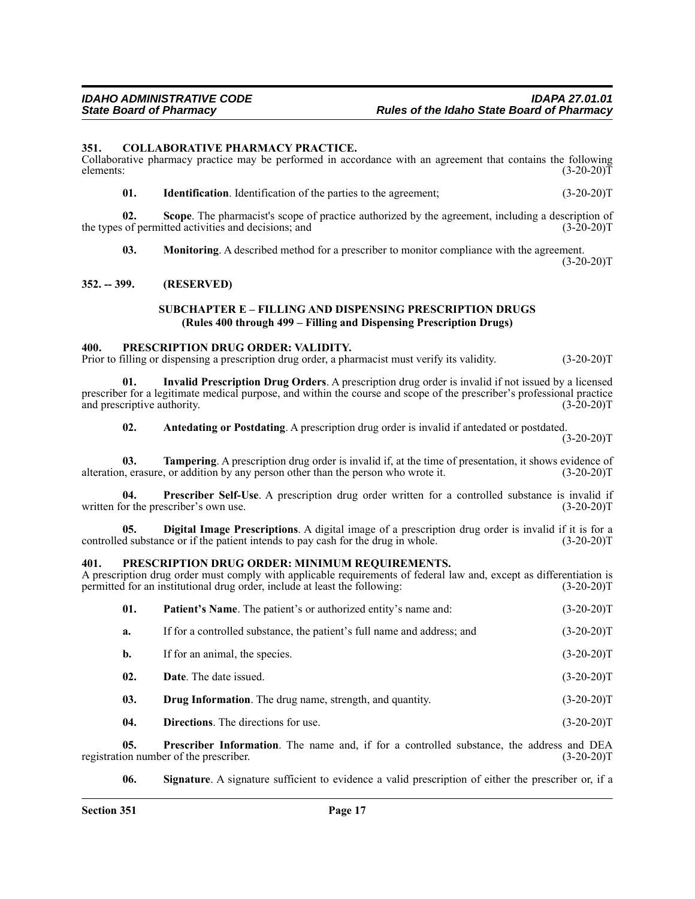### 351. COLLABORATIVE PHARMACY PRACTICE.

Collaborative pharmacy practice may be performed in accordance with an agreement that contains the following elements: (3-20-20)T

**01. Identification**. Identification of the parties to the agreement; (3-20-20)T

**02. Scope**. The pharmacist's scope of practice authorized by the agreement, including a description of the types of permitted activities and decisions; and (3-20-20)T

**03. Monitoring**. A described method for a prescriber to monitor compliance with the agreement. (3-20-20)T

### 352. -- 399. (RESERVED)

## SUBCHAPTER E – FILLING AND DISPENSING PRESCRIPTION DRUGS
## (Rules 400 through 499 – Filling and Dispensing Prescription Drugs)

### 400. PRESCRIPTION DRUG ORDER: VALIDITY.

Prior to filling or dispensing a prescription drug order, a pharmacist must verify its validity. (3-20-20)T

**01. Invalid Prescription Drug Orders**. A prescription drug order is invalid if not issued by a licensed prescriber for a legitimate medical purpose, and within the course and scope of the prescriber's professional practice and prescriptive authority. (3-20-20)T

**02. Antedating or Postdating**. A prescription drug order is invalid if antedated or postdated. (3-20-20)T

**03. Tampering**. A prescription drug order is invalid if, at the time of presentation, it shows evidence of alteration, erasure, or addition by any person other than the person who wrote it. (3-20-20)T

**04. Prescriber Self-Use**. A prescription drug order written for a controlled substance is invalid if written for the prescriber's own use. (3-20-20)T

**05. Digital Image Prescriptions**. A digital image of a prescription drug order is invalid if it is for a controlled substance or if the patient intends to pay cash for the drug in whole. (3-20-20)T

### 401. PRESCRIPTION DRUG ORDER: MINIMUM REQUIREMENTS.

A prescription drug order must comply with applicable requirements of federal law and, except as differentiation is permitted for an institutional drug order, include at least the following: (3-20-20)T

**01. Patient's Name**. The patient's or authorized entity's name and: (3-20-20)T

**a.** If for a controlled substance, the patient's full name and address; and (3-20-20)T

**b.** If for an animal, the species. (3-20-20)T

**02. Date**. The date issued. (3-20-20)T

**03. Drug Information**. The drug name, strength, and quantity. (3-20-20)T

**04. Directions**. The directions for use. (3-20-20)T

**05. Prescriber Information**. The name and, if for a controlled substance, the address and DEA registration number of the prescriber. (3-20-20)T

**06. Signature**. A signature sufficient to evidence a valid prescription of either the prescriber or, if a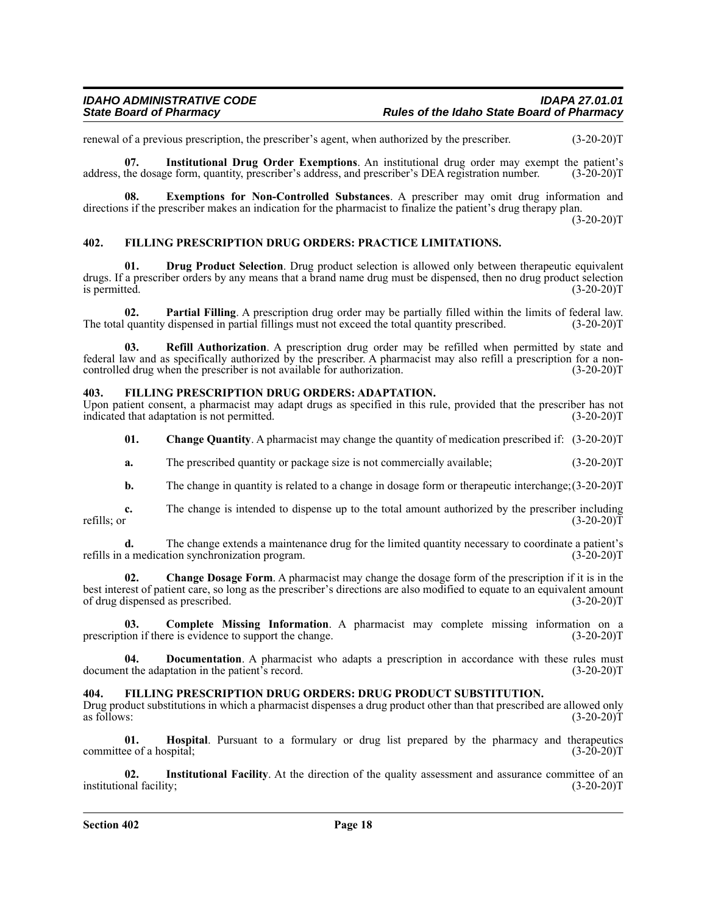renewal of a previous prescription, the prescriber's agent, when authorized by the prescriber. (3-20-20)T

**07. Institutional Drug Order Exemptions**. An institutional drug order may exempt the patient's address, the dosage form, quantity, prescriber's address, and prescriber's DEA registration number. (3-20-20)T

**08. Exemptions for Non-Controlled Substances**. A prescriber may omit drug information and directions if the prescriber makes an indication for the pharmacist to finalize the patient's drug therapy plan. (3-20-20)T

## 402. FILLING PRESCRIPTION DRUG ORDERS: PRACTICE LIMITATIONS.

**01. Drug Product Selection**. Drug product selection is allowed only between therapeutic equivalent drugs. If a prescriber orders by any means that a brand name drug must be dispensed, then no drug product selection is permitted. (3-20-20)T

**02. Partial Filling**. A prescription drug order may be partially filled within the limits of federal law. The total quantity dispensed in partial fillings must not exceed the total quantity prescribed. (3-20-20)T

**03. Refill Authorization**. A prescription drug order may be refilled when permitted by state and federal law and as specifically authorized by the prescriber. A pharmacist may also refill a prescription for a non-controlled drug when the prescriber is not available for authorization. (3-20-20)T

## 403. FILLING PRESCRIPTION DRUG ORDERS: ADAPTATION.

Upon patient consent, a pharmacist may adapt drugs as specified in this rule, provided that the prescriber has not indicated that adaptation is not permitted. (3-20-20)T

**01. Change Quantity**. A pharmacist may change the quantity of medication prescribed if: (3-20-20)T

**a.** The prescribed quantity or package size is not commercially available; (3-20-20)T

**b.** The change in quantity is related to a change in dosage form or therapeutic interchange; (3-20-20)T

**c.** The change is intended to dispense up to the total amount authorized by the prescriber including refills; or (3-20-20)T

**d.** The change extends a maintenance drug for the limited quantity necessary to coordinate a patient's refills in a medication synchronization program. (3-20-20)T

**02. Change Dosage Form**. A pharmacist may change the dosage form of the prescription if it is in the best interest of patient care, so long as the prescriber's directions are also modified to equate to an equivalent amount of drug dispensed as prescribed. (3-20-20)T

**03. Complete Missing Information**. A pharmacist may complete missing information on a prescription if there is evidence to support the change. (3-20-20)T

**04. Documentation**. A pharmacist who adapts a prescription in accordance with these rules must document the adaptation in the patient's record. (3-20-20)T

## 404. FILLING PRESCRIPTION DRUG ORDERS: DRUG PRODUCT SUBSTITUTION.

Drug product substitutions in which a pharmacist dispenses a drug product other than that prescribed are allowed only as follows: (3-20-20)T

**01. Hospital**. Pursuant to a formulary or drug list prepared by the pharmacy and therapeutics committee of a hospital; (3-20-20)T

**02. Institutional Facility**. At the direction of the quality assessment and assurance committee of an institutional facility; (3-20-20)T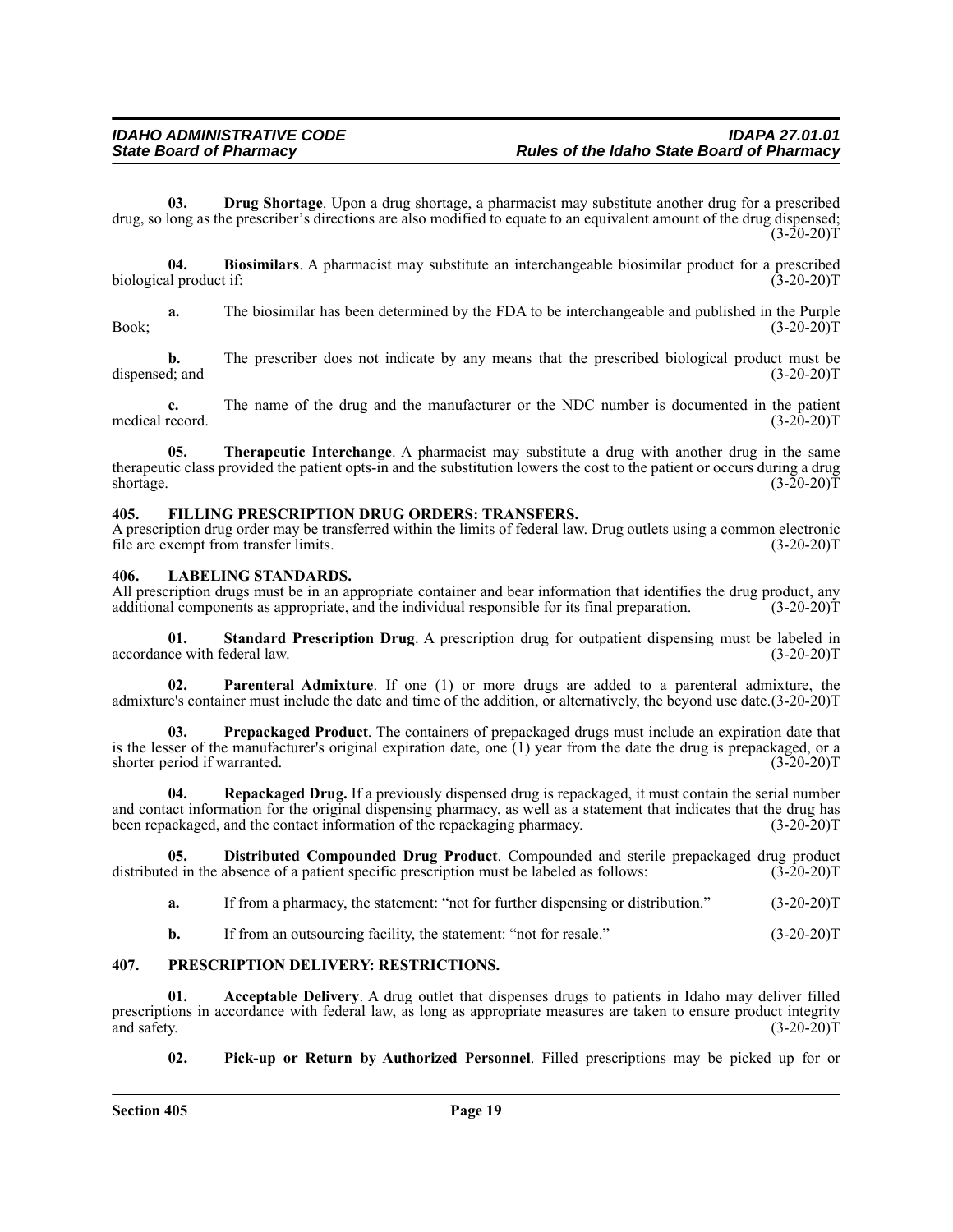**03. Drug Shortage**. Upon a drug shortage, a pharmacist may substitute another drug for a prescribed drug, so long as the prescriber's directions are also modified to equate to an equivalent amount of the drug dispensed; (3-20-20)T

**04. Biosimilars**. A pharmacist may substitute an interchangeable biosimilar product for a prescribed biological product if: (3-20-20)T

**a.** The biosimilar has been determined by the FDA to be interchangeable and published in the Purple Book; (3-20-20)T

**b.** The prescriber does not indicate by any means that the prescribed biological product must be dispensed; and (3-20-20)T

**c.** The name of the drug and the manufacturer or the NDC number is documented in the patient medical record. (3-20-20)T

**05. Therapeutic Interchange**. A pharmacist may substitute a drug with another drug in the same therapeutic class provided the patient opts-in and the substitution lowers the cost to the patient or occurs during a drug shortage. (3-20-20)T

## 405. FILLING PRESCRIPTION DRUG ORDERS: TRANSFERS.

A prescription drug order may be transferred within the limits of federal law. Drug outlets using a common electronic file are exempt from transfer limits. (3-20-20)T

## 406. LABELING STANDARDS.

All prescription drugs must be in an appropriate container and bear information that identifies the drug product, any additional components as appropriate, and the individual responsible for its final preparation. (3-20-20)T

**01. Standard Prescription Drug**. A prescription drug for outpatient dispensing must be labeled in accordance with federal law. (3-20-20)T

**02. Parenteral Admixture**. If one (1) or more drugs are added to a parenteral admixture, the admixture's container must include the date and time of the addition, or alternatively, the beyond use date.(3-20-20)T

**03. Prepackaged Product**. The containers of prepackaged drugs must include an expiration date that is the lesser of the manufacturer's original expiration date, one (1) year from the date the drug is prepackaged, or a shorter period if warranted. (3-20-20)T

**04. Repackaged Drug.** If a previously dispensed drug is repackaged, it must contain the serial number and contact information for the original dispensing pharmacy, as well as a statement that indicates that the drug has been repackaged, and the contact information of the repackaging pharmacy. (3-20-20)T

**05. Distributed Compounded Drug Product**. Compounded and sterile prepackaged drug product distributed in the absence of a patient specific prescription must be labeled as follows: (3-20-20)T

**a.** If from a pharmacy, the statement: "not for further dispensing or distribution." (3-20-20)T

**b.** If from an outsourcing facility, the statement: "not for resale." (3-20-20)T

## 407. PRESCRIPTION DELIVERY: RESTRICTIONS.

**01. Acceptable Delivery**. A drug outlet that dispenses drugs to patients in Idaho may deliver filled prescriptions in accordance with federal law, as long as appropriate measures are taken to ensure product integrity and safety. (3-20-20)T

**02. Pick-up or Return by Authorized Personnel**. Filled prescriptions may be picked up for or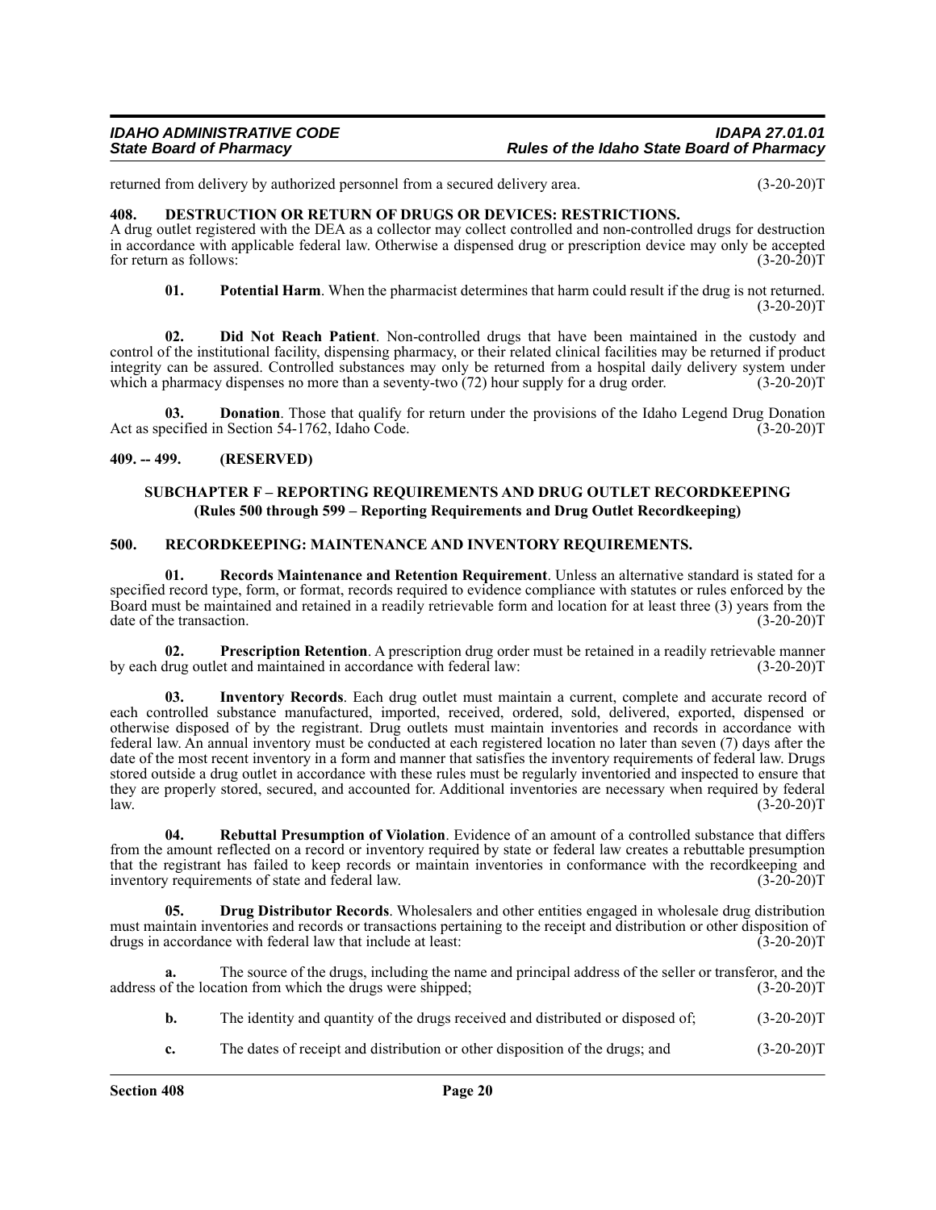returned from delivery by authorized personnel from a secured delivery area. (3-20-20)T

## 408. DESTRUCTION OR RETURN OF DRUGS OR DEVICES: RESTRICTIONS.

A drug outlet registered with the DEA as a collector may collect controlled and non-controlled drugs for destruction in accordance with applicable federal law. Otherwise a dispensed drug or prescription device may only be accepted for return as follows: (3-20-20)T

**01. Potential Harm**. When the pharmacist determines that harm could result if the drug is not returned. (3-20-20)T

**02. Did Not Reach Patient**. Non-controlled drugs that have been maintained in the custody and control of the institutional facility, dispensing pharmacy, or their related clinical facilities may be returned if product integrity can be assured. Controlled substances may only be returned from a hospital daily delivery system under which a pharmacy dispenses no more than a seventy-two (72) hour supply for a drug order. (3-20-20)T

**03. Donation**. Those that qualify for return under the provisions of the Idaho Legend Drug Donation Act as specified in Section 54-1762, Idaho Code. (3-20-20)T

## 409. -- 499. (RESERVED)

## SUBCHAPTER F – REPORTING REQUIREMENTS AND DRUG OUTLET RECORDKEEPING
**(Rules 500 through 599 – Reporting Requirements and Drug Outlet Recordkeeping)**

## 500. RECORDKEEPING: MAINTENANCE AND INVENTORY REQUIREMENTS.

**01. Records Maintenance and Retention Requirement**. Unless an alternative standard is stated for a specified record type, form, or format, records required to evidence compliance with statutes or rules enforced by the Board must be maintained and retained in a readily retrievable form and location for at least three (3) years from the date of the transaction. (3-20-20)T

**02. Prescription Retention**. A prescription drug order must be retained in a readily retrievable manner by each drug outlet and maintained in accordance with federal law: (3-20-20)T

**03. Inventory Records**. Each drug outlet must maintain a current, complete and accurate record of each controlled substance manufactured, imported, received, ordered, sold, delivered, exported, dispensed or otherwise disposed of by the registrant. Drug outlets must maintain inventories and records in accordance with federal law. An annual inventory must be conducted at each registered location no later than seven (7) days after the date of the most recent inventory in a form and manner that satisfies the inventory requirements of federal law. Drugs stored outside a drug outlet in accordance with these rules must be regularly inventoried and inspected to ensure that they are properly stored, secured, and accounted for. Additional inventories are necessary when required by federal law. (3-20-20)T

**04. Rebuttal Presumption of Violation**. Evidence of an amount of a controlled substance that differs from the amount reflected on a record or inventory required by state or federal law creates a rebuttable presumption that the registrant has failed to keep records or maintain inventories in conformance with the recordkeeping and inventory requirements of state and federal law. (3-20-20)T

**05. Drug Distributor Records**. Wholesalers and other entities engaged in wholesale drug distribution must maintain inventories and records or transactions pertaining to the receipt and distribution or other disposition of drugs in accordance with federal law that include at least: (3-20-20)T

**a.** The source of the drugs, including the name and principal address of the seller or transferor, and the address of the location from which the drugs were shipped; (3-20-20)T

**b.** The identity and quantity of the drugs received and distributed or disposed of; (3-20-20)T

**c.** The dates of receipt and distribution or other disposition of the drugs; and (3-20-20)T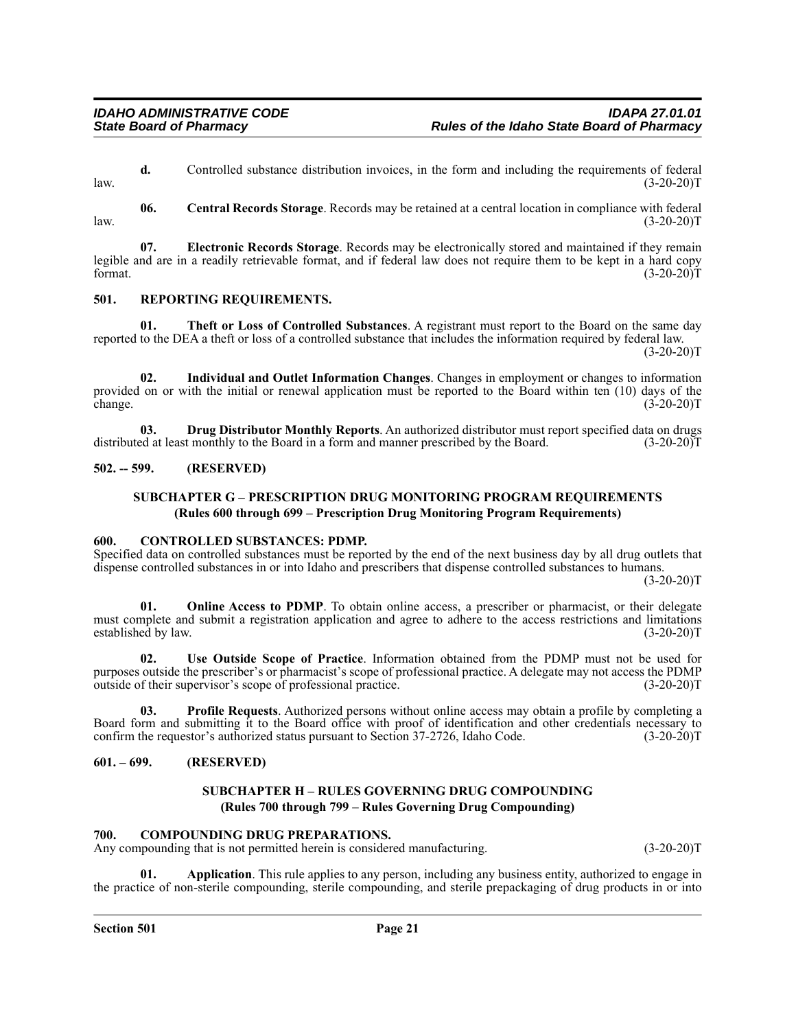**d.** Controlled substance distribution invoices, in the form and including the requirements of federal law. (3-20-20)T

**06. Central Records Storage**. Records may be retained at a central location in compliance with federal law. (3-20-20)T

**07. Electronic Records Storage**. Records may be electronically stored and maintained if they remain legible and are in a readily retrievable format, and if federal law does not require them to be kept in a hard copy format. (3-20-20)T

## 501. REPORTING REQUIREMENTS.

**01. Theft or Loss of Controlled Substances**. A registrant must report to the Board on the same day reported to the DEA a theft or loss of a controlled substance that includes the information required by federal law. (3-20-20)T

**02. Individual and Outlet Information Changes**. Changes in employment or changes to information provided on or with the initial or renewal application must be reported to the Board within ten (10) days of the change. (3-20-20)T

**03. Drug Distributor Monthly Reports**. An authorized distributor must report specified data on drugs distributed at least monthly to the Board in a form and manner prescribed by the Board. (3-20-20)T

## 502. -- 599. (RESERVED)

## SUBCHAPTER G – PRESCRIPTION DRUG MONITORING PROGRAM REQUIREMENTS
**(Rules 600 through 699 – Prescription Drug Monitoring Program Requirements)**

## 600. CONTROLLED SUBSTANCES: PDMP.

Specified data on controlled substances must be reported by the end of the next business day by all drug outlets that dispense controlled substances in or into Idaho and prescribers that dispense controlled substances to humans. (3-20-20)T

**01. Online Access to PDMP**. To obtain online access, a prescriber or pharmacist, or their delegate must complete and submit a registration application and agree to adhere to the access restrictions and limitations established by law. (3-20-20)T

**02. Use Outside Scope of Practice**. Information obtained from the PDMP must not be used for purposes outside the prescriber's or pharmacist's scope of professional practice. A delegate may not access the PDMP outside of their supervisor's scope of professional practice. (3-20-20)T

**03. Profile Requests**. Authorized persons without online access may obtain a profile by completing a Board form and submitting it to the Board office with proof of identification and other credentials necessary to confirm the requestor's authorized status pursuant to Section 37-2726, Idaho Code. (3-20-20)T

## 601. – 699. (RESERVED)

## SUBCHAPTER H – RULES GOVERNING DRUG COMPOUNDING
**(Rules 700 through 799 – Rules Governing Drug Compounding)**

## 700. COMPOUNDING DRUG PREPARATIONS.

Any compounding that is not permitted herein is considered manufacturing. (3-20-20)T

**01. Application**. This rule applies to any person, including any business entity, authorized to engage in the practice of non-sterile compounding, sterile compounding, and sterile prepackaging of drug products in or into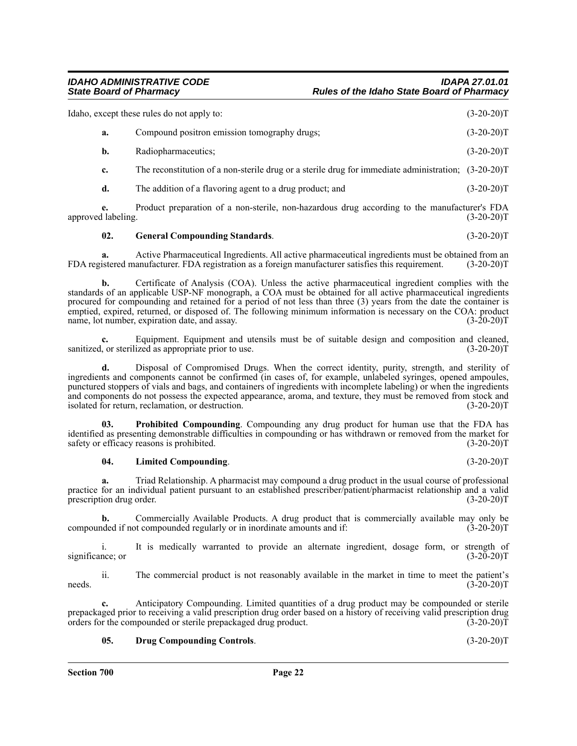Idaho, except these rules do not apply to: (3-20-20)T

**a.** Compound positron emission tomography drugs; (3-20-20)T

**b.** Radiopharmaceutics; (3-20-20)T

**c.** The reconstitution of a non-sterile drug or a sterile drug for immediate administration; (3-20-20)T

**d.** The addition of a flavoring agent to a drug product; and (3-20-20)T

**e.** Product preparation of a non-sterile, non-hazardous drug according to the manufacturer's FDA approved labeling. (3-20-20)T

**02. General Compounding Standards**. (3-20-20)T

**a.** Active Pharmaceutical Ingredients. All active pharmaceutical ingredients must be obtained from an FDA registered manufacturer. FDA registration as a foreign manufacturer satisfies this requirement. (3-20-20)T

**b.** Certificate of Analysis (COA). Unless the active pharmaceutical ingredient complies with the standards of an applicable USP-NF monograph, a COA must be obtained for all active pharmaceutical ingredients procured for compounding and retained for a period of not less than three (3) years from the date the container is emptied, expired, returned, or disposed of. The following minimum information is necessary on the COA: product name, lot number, expiration date, and assay. (3-20-20)T

**c.** Equipment. Equipment and utensils must be of suitable design and composition and cleaned, sanitized, or sterilized as appropriate prior to use. (3-20-20)T

**d.** Disposal of Compromised Drugs. When the correct identity, purity, strength, and sterility of ingredients and components cannot be confirmed (in cases of, for example, unlabeled syringes, opened ampoules, punctured stoppers of vials and bags, and containers of ingredients with incomplete labeling) or when the ingredients and components do not possess the expected appearance, aroma, and texture, they must be removed from stock and isolated for return, reclamation, or destruction. (3-20-20)T

**03. Prohibited Compounding**. Compounding any drug product for human use that the FDA has identified as presenting demonstrable difficulties in compounding or has withdrawn or removed from the market for safety or efficacy reasons is prohibited. (3-20-20)T

**04. Limited Compounding**. (3-20-20)T

**a.** Triad Relationship. A pharmacist may compound a drug product in the usual course of professional practice for an individual patient pursuant to an established prescriber/patient/pharmacist relationship and a valid prescription drug order. (3-20-20)T

**b.** Commercially Available Products. A drug product that is commercially available may only be compounded if not compounded regularly or in inordinate amounts and if: (3-20-20)T

i. It is medically warranted to provide an alternate ingredient, dosage form, or strength of significance; or (3-20-20)T

ii. The commercial product is not reasonably available in the market in time to meet the patient's needs. (3-20-20)T

**c.** Anticipatory Compounding. Limited quantities of a drug product may be compounded or sterile prepackaged prior to receiving a valid prescription drug order based on a history of receiving valid prescription drug orders for the compounded or sterile prepackaged drug product. (3-20-20)T

**05. Drug Compounding Controls**. (3-20-20)T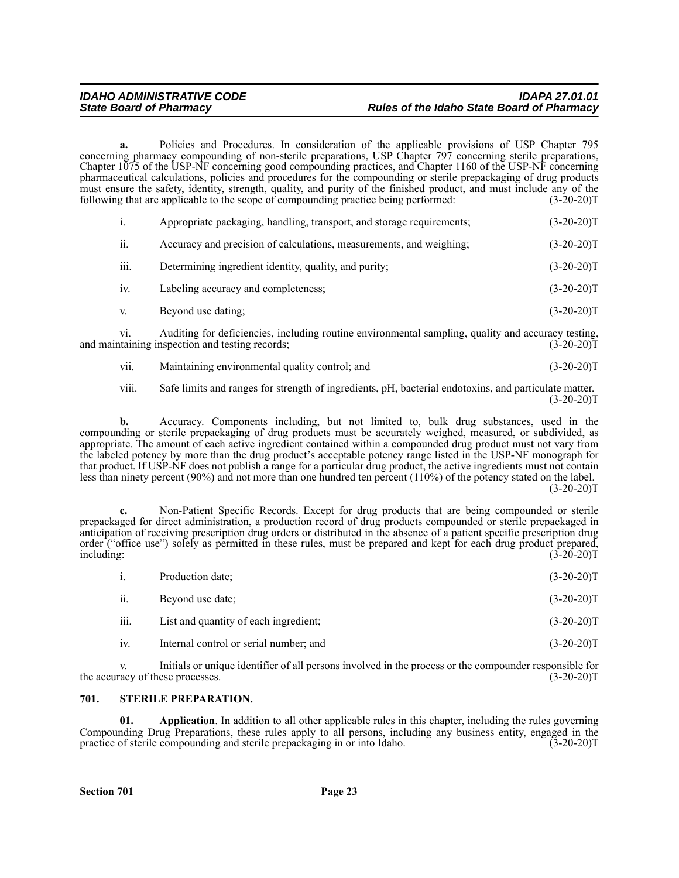**a.** Policies and Procedures. In consideration of the applicable provisions of USP Chapter 795 concerning pharmacy compounding of non-sterile preparations, USP Chapter 797 concerning sterile preparations, Chapter 1075 of the USP-NF concerning good compounding practices, and Chapter 1160 of the USP-NF concerning pharmaceutical calculations, policies and procedures for the compounding or sterile prepackaging of drug products must ensure the safety, identity, strength, quality, and purity of the finished product, and must include any of the following that are applicable to the scope of compounding practice being performed: (3-20-20)T

i. Appropriate packaging, handling, transport, and storage requirements; (3-20-20)T

ii. Accuracy and precision of calculations, measurements, and weighing; (3-20-20)T

iii. Determining ingredient identity, quality, and purity; (3-20-20)T

iv. Labeling accuracy and completeness; (3-20-20)T

v. Beyond use dating; (3-20-20)T

vi. Auditing for deficiencies, including routine environmental sampling, quality and accuracy testing, and maintaining inspection and testing records; (3-20-20)T

vii. Maintaining environmental quality control; and (3-20-20)T

viii. Safe limits and ranges for strength of ingredients, pH, bacterial endotoxins, and particulate matter. (3-20-20)T

**b.** Accuracy. Components including, but not limited to, bulk drug substances, used in the compounding or sterile prepackaging of drug products must be accurately weighed, measured, or subdivided, as appropriate. The amount of each active ingredient contained within a compounded drug product must not vary from the labeled potency by more than the drug product's acceptable potency range listed in the USP-NF monograph for that product. If USP-NF does not publish a range for a particular drug product, the active ingredients must not contain less than ninety percent (90%) and not more than one hundred ten percent (110%) of the potency stated on the label. (3-20-20)T

**c.** Non-Patient Specific Records. Except for drug products that are being compounded or sterile prepackaged for direct administration, a production record of drug products compounded or sterile prepackaged in anticipation of receiving prescription drug orders or distributed in the absence of a patient specific prescription drug order ("office use") solely as permitted in these rules, must be prepared and kept for each drug product prepared, including: (3-20-20)T

i. Production date; (3-20-20)T

ii. Beyond use date; (3-20-20)T

iii. List and quantity of each ingredient; (3-20-20)T

iv. Internal control or serial number; and (3-20-20)T

v. Initials or unique identifier of all persons involved in the process or the compounder responsible for the accuracy of these processes. (3-20-20)T

## 701. STERILE PREPARATION.

**01. Application**. In addition to all other applicable rules in this chapter, including the rules governing Compounding Drug Preparations, these rules apply to all persons, including any business entity, engaged in the practice of sterile compounding and sterile prepackaging in or into Idaho. (3-20-20)T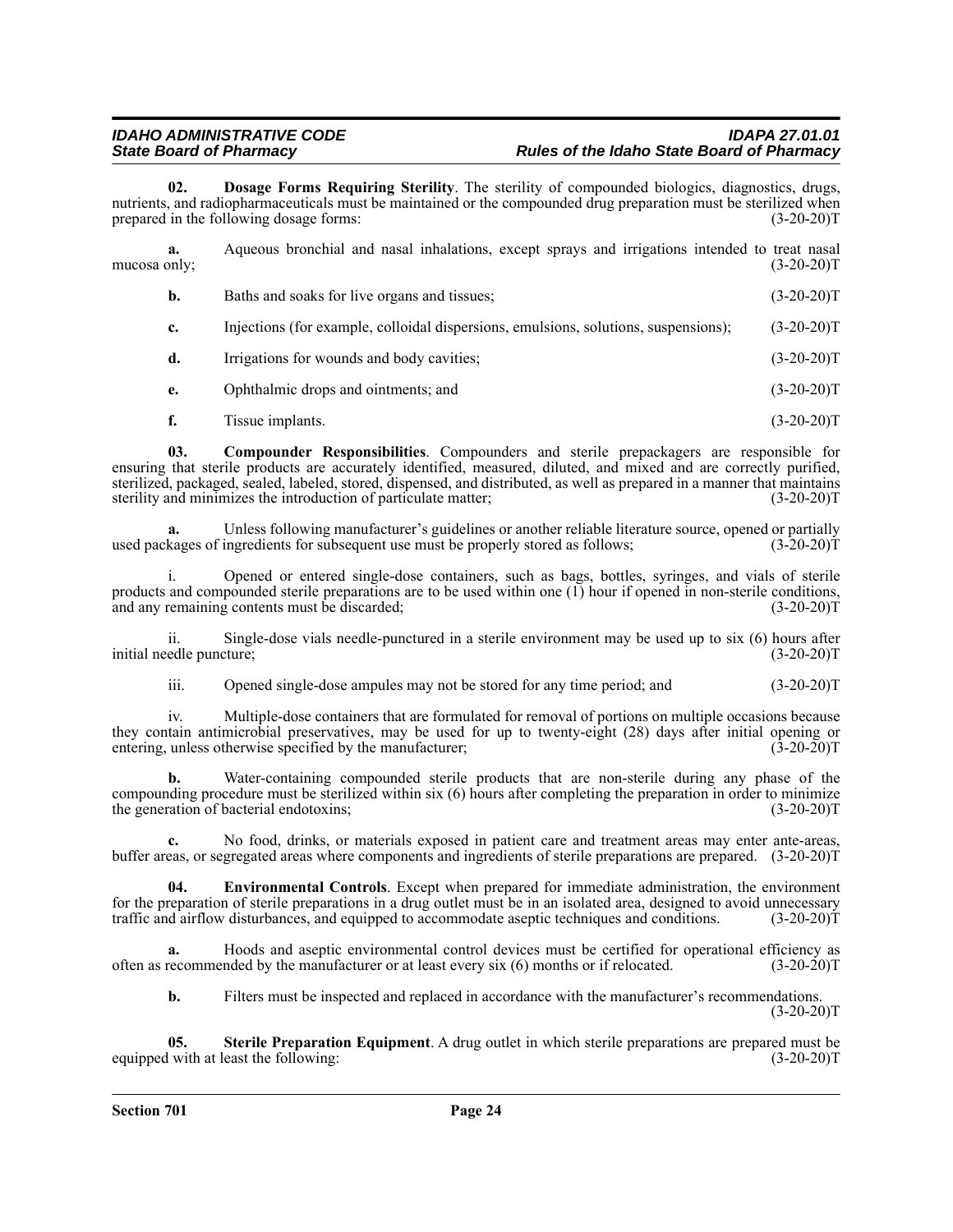**02. Dosage Forms Requiring Sterility**. The sterility of compounded biologics, diagnostics, drugs, nutrients, and radiopharmaceuticals must be maintained or the compounded drug preparation must be sterilized when prepared in the following dosage forms: (3-20-20)T

**a.** Aqueous bronchial and nasal inhalations, except sprays and irrigations intended to treat nasal mucosa only; (3-20-20)T

**b.** Baths and soaks for live organs and tissues; (3-20-20)T

**c.** Injections (for example, colloidal dispersions, emulsions, solutions, suspensions); (3-20-20)T

**d.** Irrigations for wounds and body cavities; (3-20-20)T

**e.** Ophthalmic drops and ointments; and (3-20-20)T

**f.** Tissue implants. (3-20-20)T

**03. Compounder Responsibilities**. Compounders and sterile prepackagers are responsible for ensuring that sterile products are accurately identified, measured, diluted, and mixed and are correctly purified, sterilized, packaged, sealed, labeled, stored, dispensed, and distributed, as well as prepared in a manner that maintains sterility and minimizes the introduction of particulate matter; (3-20-20)T

**a.** Unless following manufacturer's guidelines or another reliable literature source, opened or partially used packages of ingredients for subsequent use must be properly stored as follows; (3-20-20)T

i. Opened or entered single-dose containers, such as bags, bottles, syringes, and vials of sterile products and compounded sterile preparations are to be used within one (1) hour if opened in non-sterile conditions, and any remaining contents must be discarded; (3-20-20)T

ii. Single-dose vials needle-punctured in a sterile environment may be used up to six (6) hours after initial needle puncture; (3-20-20)T

iii. Opened single-dose ampules may not be stored for any time period; and (3-20-20)T

iv. Multiple-dose containers that are formulated for removal of portions on multiple occasions because they contain antimicrobial preservatives, may be used for up to twenty-eight (28) days after initial opening or entering, unless otherwise specified by the manufacturer; (3-20-20)T

**b.** Water-containing compounded sterile products that are non-sterile during any phase of the compounding procedure must be sterilized within six (6) hours after completing the preparation in order to minimize the generation of bacterial endotoxins; (3-20-20)T

**c.** No food, drinks, or materials exposed in patient care and treatment areas may enter ante-areas, buffer areas, or segregated areas where components and ingredients of sterile preparations are prepared. (3-20-20)T

**04. Environmental Controls**. Except when prepared for immediate administration, the environment for the preparation of sterile preparations in a drug outlet must be in an isolated area, designed to avoid unnecessary traffic and airflow disturbances, and equipped to accommodate aseptic techniques and conditions. (3-20-20)T

**a.** Hoods and aseptic environmental control devices must be certified for operational efficiency as often as recommended by the manufacturer or at least every six (6) months or if relocated. (3-20-20)T

**b.** Filters must be inspected and replaced in accordance with the manufacturer's recommendations. (3-20-20)T

**05. Sterile Preparation Equipment**. A drug outlet in which sterile preparations are prepared must be equipped with at least the following: (3-20-20)T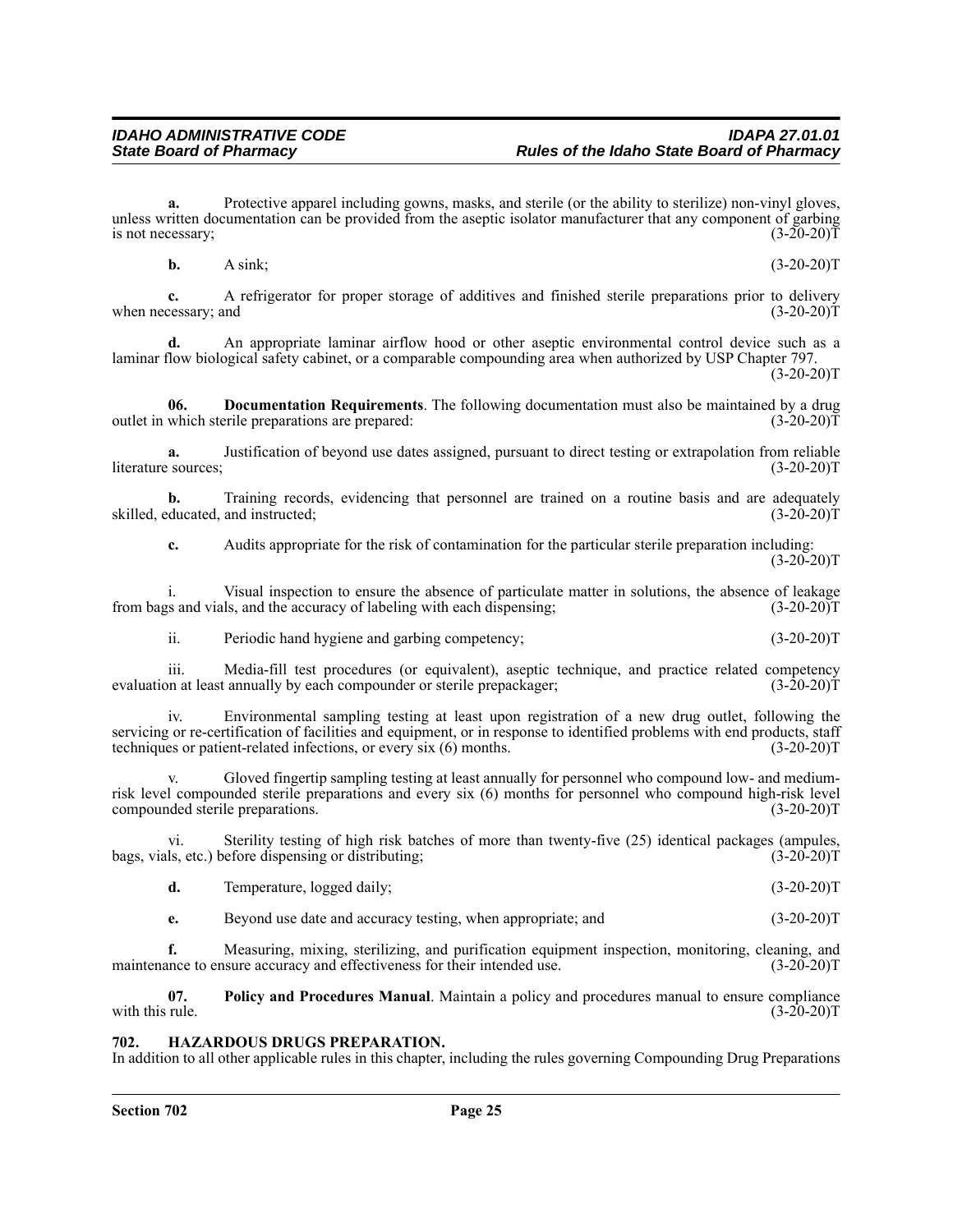**a.** Protective apparel including gowns, masks, and sterile (or the ability to sterilize) non-vinyl gloves, unless written documentation can be provided from the aseptic isolator manufacturer that any component of garbing is not necessary; (3-20-20)T

**b.** A sink; (3-20-20)T

**c.** A refrigerator for proper storage of additives and finished sterile preparations prior to delivery when necessary; and (3-20-20)T

**d.** An appropriate laminar airflow hood or other aseptic environmental control device such as a laminar flow biological safety cabinet, or a comparable compounding area when authorized by USP Chapter 797. (3-20-20)T

**06. Documentation Requirements**. The following documentation must also be maintained by a drug outlet in which sterile preparations are prepared: (3-20-20)T

**a.** Justification of beyond use dates assigned, pursuant to direct testing or extrapolation from reliable literature sources; (3-20-20)T

**b.** Training records, evidencing that personnel are trained on a routine basis and are adequately skilled, educated, and instructed; (3-20-20)T

**c.** Audits appropriate for the risk of contamination for the particular sterile preparation including: (3-20-20)T

i. Visual inspection to ensure the absence of particulate matter in solutions, the absence of leakage from bags and vials, and the accuracy of labeling with each dispensing; (3-20-20)T

ii. Periodic hand hygiene and garbing competency; (3-20-20)T

iii. Media-fill test procedures (or equivalent), aseptic technique, and practice related competency evaluation at least annually by each compounder or sterile prepackager; (3-20-20)T

iv. Environmental sampling testing at least upon registration of a new drug outlet, following the servicing or re-certification of facilities and equipment, or in response to identified problems with end products, staff techniques or patient-related infections, or every six (6) months. (3-20-20)T

v. Gloved fingertip sampling testing at least annually for personnel who compound low- and medium-risk level compounded sterile preparations and every six (6) months for personnel who compound high-risk level compounded sterile preparations. (3-20-20)T

vi. Sterility testing of high risk batches of more than twenty-five (25) identical packages (ampules, bags, vials, etc.) before dispensing or distributing; (3-20-20)T

**d.** Temperature, logged daily; (3-20-20)T

**e.** Beyond use date and accuracy testing, when appropriate; and (3-20-20)T

**f.** Measuring, mixing, sterilizing, and purification equipment inspection, monitoring, cleaning, and maintenance to ensure accuracy and effectiveness for their intended use. (3-20-20)T

**07. Policy and Procedures Manual**. Maintain a policy and procedures manual to ensure compliance with this rule. (3-20-20)T

## 702. HAZARDOUS DRUGS PREPARATION.

In addition to all other applicable rules in this chapter, including the rules governing Compounding Drug Preparations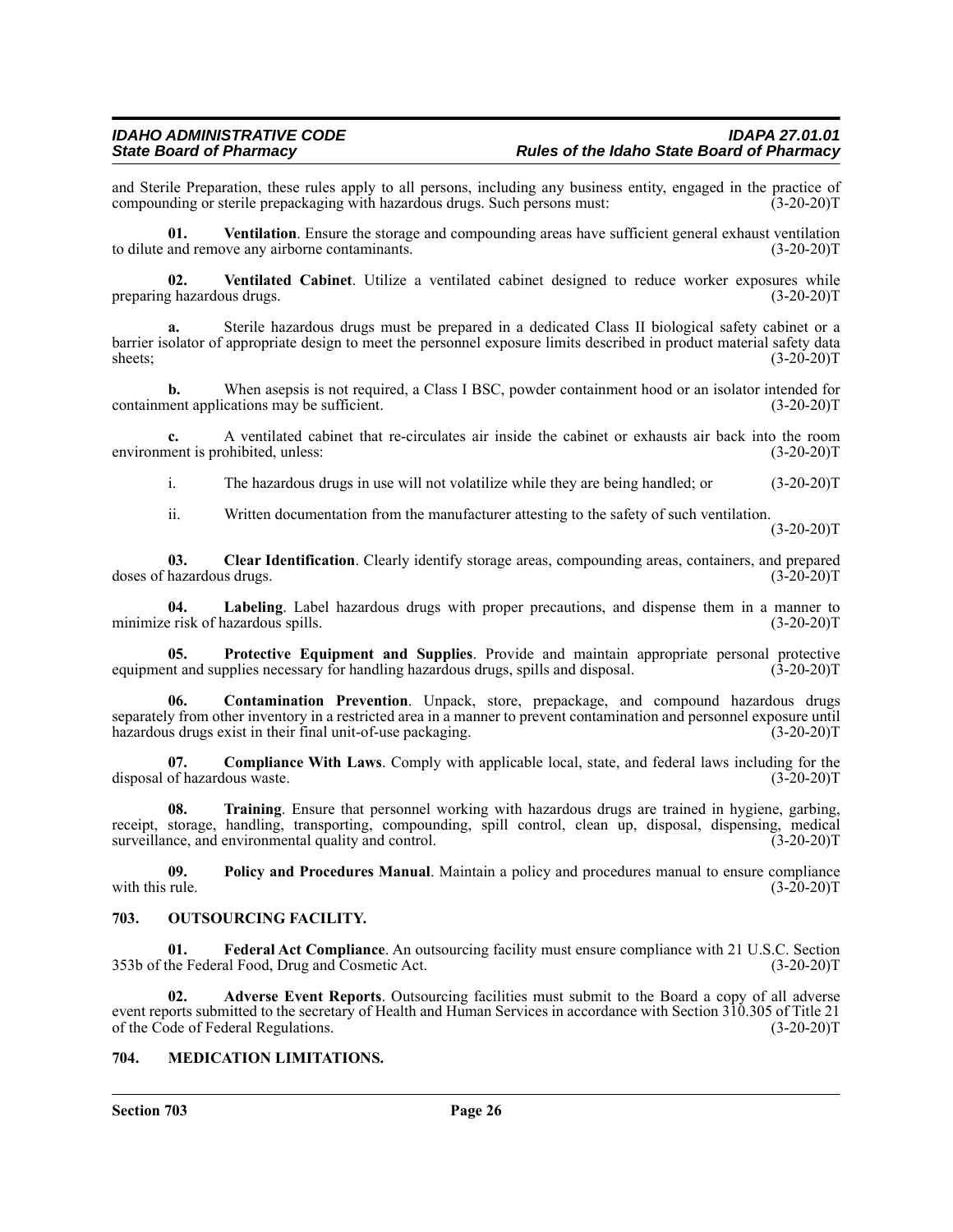and Sterile Preparation, these rules apply to all persons, including any business entity, engaged in the practice of compounding or sterile prepackaging with hazardous drugs. Such persons must: (3-20-20)T

**01. Ventilation**. Ensure the storage and compounding areas have sufficient general exhaust ventilation to dilute and remove any airborne contaminants. (3-20-20)T

**02. Ventilated Cabinet**. Utilize a ventilated cabinet designed to reduce worker exposures while preparing hazardous drugs. (3-20-20)T

**a.** Sterile hazardous drugs must be prepared in a dedicated Class II biological safety cabinet or a barrier isolator of appropriate design to meet the personnel exposure limits described in product material safety data sheets; (3-20-20)T

**b.** When asepsis is not required, a Class I BSC, powder containment hood or an isolator intended for containment applications may be sufficient. (3-20-20)T

**c.** A ventilated cabinet that re-circulates air inside the cabinet or exhausts air back into the room environment is prohibited, unless: (3-20-20)T

i. The hazardous drugs in use will not volatilize while they are being handled; or (3-20-20)T

ii. Written documentation from the manufacturer attesting to the safety of such ventilation. (3-20-20)T

**03. Clear Identification**. Clearly identify storage areas, compounding areas, containers, and prepared doses of hazardous drugs. (3-20-20)T

**04. Labeling**. Label hazardous drugs with proper precautions, and dispense them in a manner to minimize risk of hazardous spills. (3-20-20)T

**05. Protective Equipment and Supplies**. Provide and maintain appropriate personal protective equipment and supplies necessary for handling hazardous drugs, spills and disposal. (3-20-20)T

**06. Contamination Prevention**. Unpack, store, prepackage, and compound hazardous drugs separately from other inventory in a restricted area in a manner to prevent contamination and personnel exposure until hazardous drugs exist in their final unit-of-use packaging. (3-20-20)T

**07. Compliance With Laws**. Comply with applicable local, state, and federal laws including for the disposal of hazardous waste. (3-20-20)T

**08. Training**. Ensure that personnel working with hazardous drugs are trained in hygiene, garbing, receipt, storage, handling, transporting, compounding, spill control, clean up, disposal, dispensing, medical surveillance, and environmental quality and control. (3-20-20)T

**09. Policy and Procedures Manual**. Maintain a policy and procedures manual to ensure compliance with this rule. (3-20-20)T

## 703. OUTSOURCING FACILITY.

**01. Federal Act Compliance**. An outsourcing facility must ensure compliance with 21 U.S.C. Section 353b of the Federal Food, Drug and Cosmetic Act. (3-20-20)T

**02. Adverse Event Reports**. Outsourcing facilities must submit to the Board a copy of all adverse event reports submitted to the secretary of Health and Human Services in accordance with Section 310.305 of Title 21 of the Code of Federal Regulations. (3-20-20)T

## 704. MEDICATION LIMITATIONS.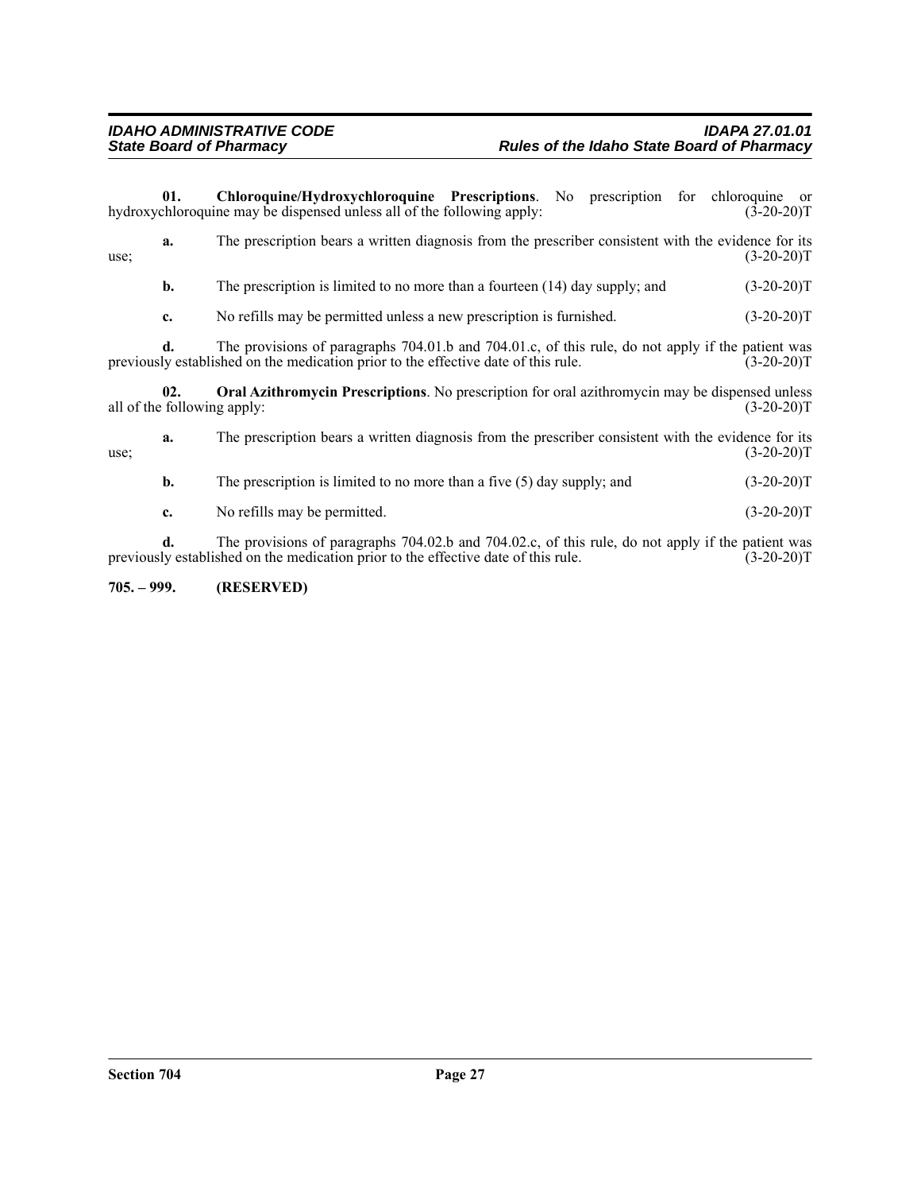**01. Chloroquine/Hydroxychloroquine Prescriptions**. No prescription for chloroquine or hydroxychloroquine may be dispensed unless all of the following apply: (3-20-20)T

**a.** The prescription bears a written diagnosis from the prescriber consistent with the evidence for its use; (3-20-20)T

**b.** The prescription is limited to no more than a fourteen (14) day supply; and (3-20-20)T

**c.** No refills may be permitted unless a new prescription is furnished. (3-20-20)T

**d.** The provisions of paragraphs 704.01.b and 704.01.c, of this rule, do not apply if the patient was previously established on the medication prior to the effective date of this rule. (3-20-20)T

**02. Oral Azithromycin Prescriptions**. No prescription for oral azithromycin may be dispensed unless all of the following apply: (3-20-20)T

**a.** The prescription bears a written diagnosis from the prescriber consistent with the evidence for its use; (3-20-20)T

**b.** The prescription is limited to no more than a five (5) day supply; and (3-20-20)T

**c.** No refills may be permitted. (3-20-20)T

**d.** The provisions of paragraphs 704.02.b and 704.02.c, of this rule, do not apply if the patient was previously established on the medication prior to the effective date of this rule. (3-20-20)T

**705. – 999. (RESERVED)**